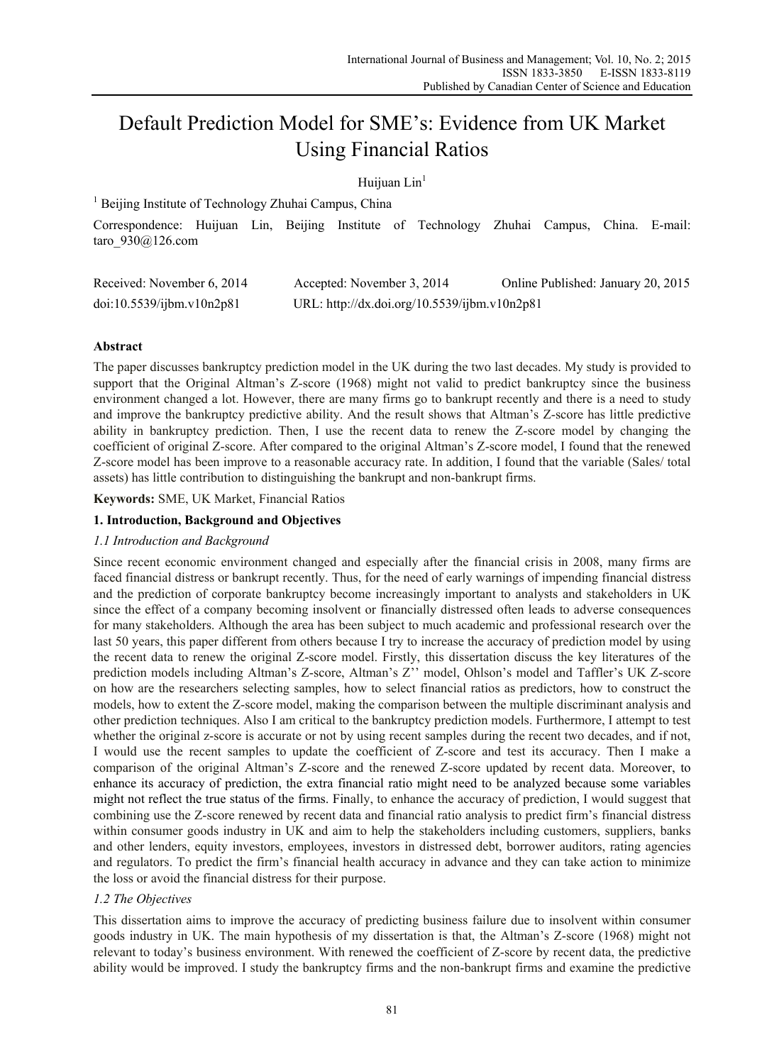# Default Prediction Model for SME's: Evidence from UK Market Using Financial Ratios

Huijuan Lin[1]

[1] Beijing Institute of Technology Zhuhai Campus, China

Correspondence: Huijuan Lin, Beijing Institute of Technology Zhuhai Campus, China. E-mail: taro_930@126.com

Received: November 6, 2014 Accepted: November 3, 2014 Online Published: January 20, 2015

doi:10.5539/ijbm.v10n2p81 URL: http://dx.doi.org/10.5539/ijbm.v10n2p81

## Abstract

The paper discusses bankruptcy prediction model in the UK during the two last decades. My study is provided to support that the Original Altman's Z-score (1968) might not valid to predict bankruptcy since the business environment changed a lot. However, there are many firms go to bankrupt recently and there is a need to study and improve the bankruptcy predictive ability. And the result shows that Altman's Z-score has little predictive ability in bankruptcy prediction. Then, I use the recent data to renew the Z-score model by changing the coefficient of original Z-score. After compared to the original Altman's Z-score model, I found that the renewed Z-score model has been improve to a reasonable accuracy rate. In addition, I found that the variable (Sales/ total assets) has little contribution to distinguishing the bankrupt and non-bankrupt firms.

**Keywords:** SME, UK Market, Financial Ratios

## 1. Introduction, Background and Objectives

### *1.1 Introduction and Background*

Since recent economic environment changed and especially after the financial crisis in 2008, many firms are faced financial distress or bankrupt recently. Thus, for the need of early warnings of impending financial distress and the prediction of corporate bankruptcy become increasingly important to analysts and stakeholders in UK since the effect of a company becoming insolvent or financially distressed often leads to adverse consequences for many stakeholders. Although the area has been subject to much academic and professional research over the last 50 years, this paper different from others because I try to increase the accuracy of prediction model by using the recent data to renew the original Z-score model. Firstly, this dissertation discuss the key literatures of the prediction models including Altman's Z-score, Altman's Z'' model, Ohlson's model and Taffler's UK Z-score on how are the researchers selecting samples, how to select financial ratios as predictors, how to construct the models, how to extent the Z-score model, making the comparison between the multiple discriminant analysis and other prediction techniques. Also I am critical to the bankruptcy prediction models. Furthermore, I attempt to test whether the original z-score is accurate or not by using recent samples during the recent two decades, and if not, I would use the recent samples to update the coefficient of Z-score and test its accuracy. Then I make a comparison of the original Altman's Z-score and the renewed Z-score updated by recent data. Moreover, to enhance its accuracy of prediction, the extra financial ratio might need to be analyzed because some variables might not reflect the true status of the firms. Finally, to enhance the accuracy of prediction, I would suggest that combining use the Z-score renewed by recent data and financial ratio analysis to predict firm's financial distress within consumer goods industry in UK and aim to help the stakeholders including customers, suppliers, banks and other lenders, equity investors, employees, investors in distressed debt, borrower auditors, rating agencies and regulators. To predict the firm's financial health accuracy in advance and they can take action to minimize the loss or avoid the financial distress for their purpose.

### *1.2 The Objectives*

This dissertation aims to improve the accuracy of predicting business failure due to insolvent within consumer goods industry in UK. The main hypothesis of my dissertation is that, the Altman's Z-score (1968) might not relevant to today's business environment. With renewed the coefficient of Z-score by recent data, the predictive ability would be improved. I study the bankruptcy firms and the non-bankrupt firms and examine the predictive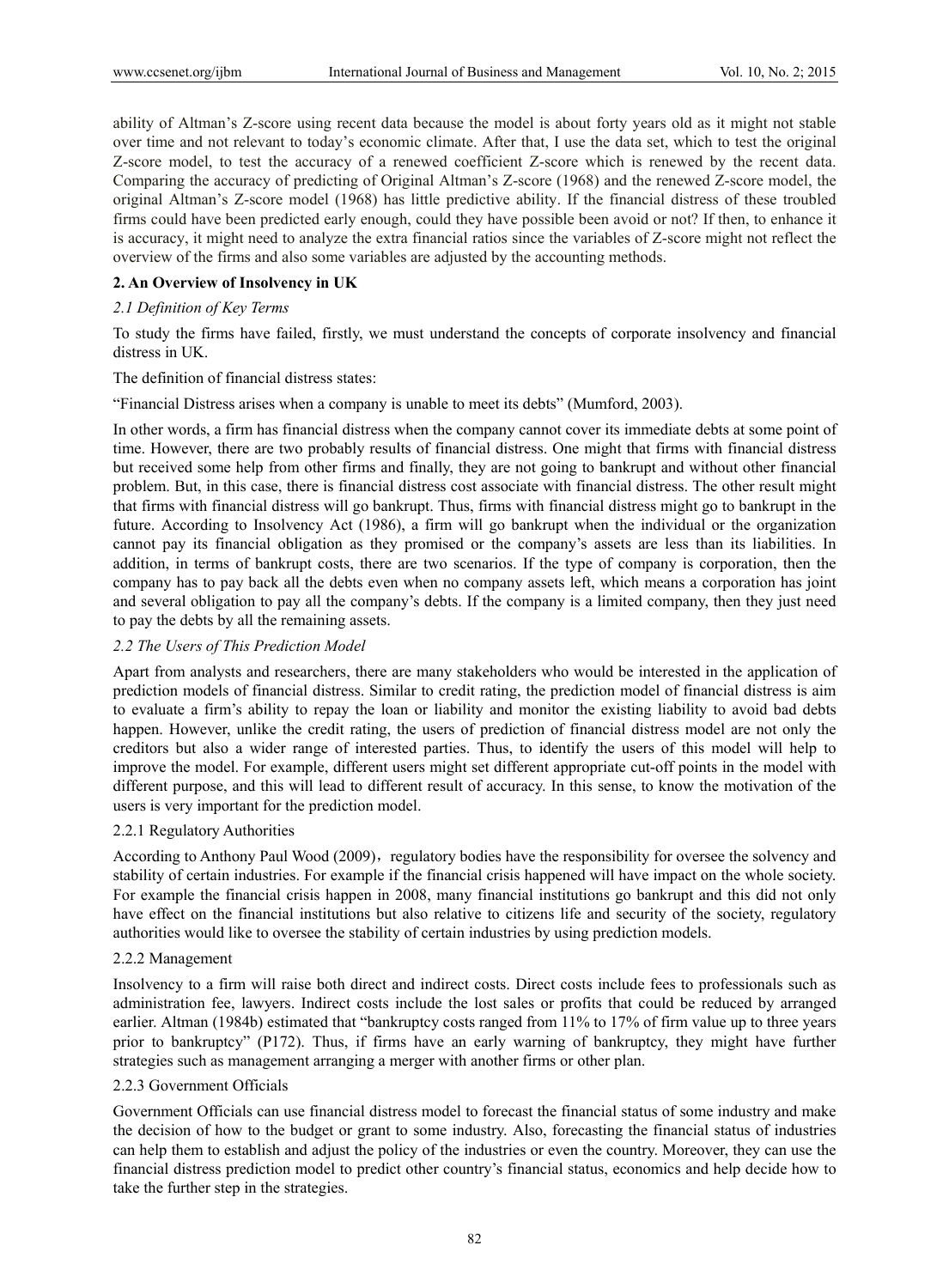ability of Altman's Z-score using recent data because the model is about forty years old as it might not stable over time and not relevant to today's economic climate. After that, I use the data set, which to test the original Z-score model, to test the accuracy of a renewed coefficient Z-score which is renewed by the recent data. Comparing the accuracy of predicting of Original Altman's Z-score (1968) and the renewed Z-score model, the original Altman's Z-score model (1968) has little predictive ability. If the financial distress of these troubled firms could have been predicted early enough, could they have possible been avoid or not? If then, to enhance it is accuracy, it might need to analyze the extra financial ratios since the variables of Z-score might not reflect the overview of the firms and also some variables are adjusted by the accounting methods.

## 2. An Overview of Insolvency in UK

### *2.1 Definition of Key Terms*

To study the firms have failed, firstly, we must understand the concepts of corporate insolvency and financial distress in UK.

The definition of financial distress states:

"Financial Distress arises when a company is unable to meet its debts" (Mumford, 2003).

In other words, a firm has financial distress when the company cannot cover its immediate debts at some point of time. However, there are two probably results of financial distress. One might that firms with financial distress but received some help from other firms and finally, they are not going to bankrupt and without other financial problem. But, in this case, there is financial distress cost associate with financial distress. The other result might that firms with financial distress will go bankrupt. Thus, firms with financial distress might go to bankrupt in the future. According to Insolvency Act (1986), a firm will go bankrupt when the individual or the organization cannot pay its financial obligation as they promised or the company's assets are less than its liabilities. In addition, in terms of bankrupt costs, there are two scenarios. If the type of company is corporation, then the company has to pay back all the debts even when no company assets left, which means a corporation has joint and several obligation to pay all the company's debts. If the company is a limited company, then they just need to pay the debts by all the remaining assets.

### *2.2 The Users of This Prediction Model*

Apart from analysts and researchers, there are many stakeholders who would be interested in the application of prediction models of financial distress. Similar to credit rating, the prediction model of financial distress is aim to evaluate a firm's ability to repay the loan or liability and monitor the existing liability to avoid bad debts happen. However, unlike the credit rating, the users of prediction of financial distress model are not only the creditors but also a wider range of interested parties. Thus, to identify the users of this model will help to improve the model. For example, different users might set different appropriate cut-off points in the model with different purpose, and this will lead to different result of accuracy. In this sense, to know the motivation of the users is very important for the prediction model.

#### 2.2.1 Regulatory Authorities

According to Anthony Paul Wood (2009)，regulatory bodies have the responsibility for oversee the solvency and stability of certain industries. For example if the financial crisis happened will have impact on the whole society. For example the financial crisis happen in 2008, many financial institutions go bankrupt and this did not only have effect on the financial institutions but also relative to citizens life and security of the society, regulatory authorities would like to oversee the stability of certain industries by using prediction models.

#### 2.2.2 Management

Insolvency to a firm will raise both direct and indirect costs. Direct costs include fees to professionals such as administration fee, lawyers. Indirect costs include the lost sales or profits that could be reduced by arranged earlier. Altman (1984b) estimated that "bankruptcy costs ranged from 11% to 17% of firm value up to three years prior to bankruptcy" (P172). Thus, if firms have an early warning of bankruptcy, they might have further strategies such as management arranging a merger with another firms or other plan.

#### 2.2.3 Government Officials

Government Officials can use financial distress model to forecast the financial status of some industry and make the decision of how to the budget or grant to some industry. Also, forecasting the financial status of industries can help them to establish and adjust the policy of the industries or even the country. Moreover, they can use the financial distress prediction model to predict other country's financial status, economics and help decide how to take the further step in the strategies.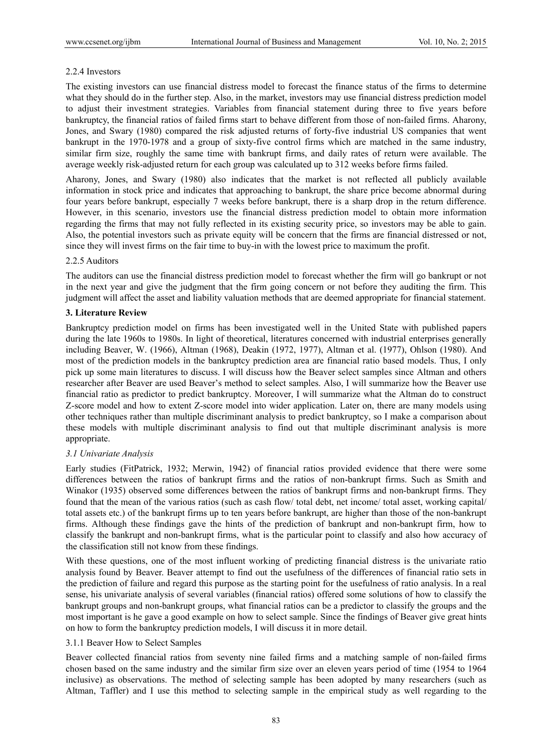2.2.4 Investors

The existing investors can use financial distress model to forecast the finance status of the firms to determine what they should do in the further step. Also, in the market, investors may use financial distress prediction model to adjust their investment strategies. Variables from financial statement during three to five years before bankruptcy, the financial ratios of failed firms start to behave different from those of non-failed firms. Aharony, Jones, and Swary (1980) compared the risk adjusted returns of forty-five industrial US companies that went bankrupt in the 1970-1978 and a group of sixty-five control firms which are matched in the same industry, similar firm size, roughly the same time with bankrupt firms, and daily rates of return were available. The average weekly risk-adjusted return for each group was calculated up to 312 weeks before firms failed.

Aharony, Jones, and Swary (1980) also indicates that the market is not reflected all publicly available information in stock price and indicates that approaching to bankrupt, the share price become abnormal during four years before bankrupt, especially 7 weeks before bankrupt, there is a sharp drop in the return difference. However, in this scenario, investors use the financial distress prediction model to obtain more information regarding the firms that may not fully reflected in its existing security price, so investors may be able to gain. Also, the potential investors such as private equity will be concern that the firms are financial distressed or not, since they will invest firms on the fair time to buy-in with the lowest price to maximum the profit.

2.2.5 Auditors

The auditors can use the financial distress prediction model to forecast whether the firm will go bankrupt or not in the next year and give the judgment that the firm going concern or not before they auditing the firm. This judgment will affect the asset and liability valuation methods that are deemed appropriate for financial statement.

## 3. Literature Review

Bankruptcy prediction model on firms has been investigated well in the United State with published papers during the late 1960s to 1980s. In light of theoretical, literatures concerned with industrial enterprises generally including Beaver, W. (1966), Altman (1968), Deakin (1972, 1977), Altman et al. (1977), Ohlson (1980). And most of the prediction models in the bankruptcy prediction area are financial ratio based models. Thus, I only pick up some main literatures to discuss. I will discuss how the Beaver select samples since Altman and others researcher after Beaver are used Beaver's method to select samples. Also, I will summarize how the Beaver use financial ratio as predictor to predict bankruptcy. Moreover, I will summarize what the Altman do to construct Z-score model and how to extent Z-score model into wider application. Later on, there are many models using other techniques rather than multiple discriminant analysis to predict bankruptcy, so I make a comparison about these models with multiple discriminant analysis to find out that multiple discriminant analysis is more appropriate.

### *3.1 Univariate Analysis*

Early studies (FitPatrick, 1932; Merwin, 1942) of financial ratios provided evidence that there were some differences between the ratios of bankrupt firms and the ratios of non-bankrupt firms. Such as Smith and Winakor (1935) observed some differences between the ratios of bankrupt firms and non-bankrupt firms. They found that the mean of the various ratios (such as cash flow/ total debt, net income/ total asset, working capital/ total assets etc.) of the bankrupt firms up to ten years before bankrupt, are higher than those of the non-bankrupt firms. Although these findings gave the hints of the prediction of bankrupt and non-bankrupt firm, how to classify the bankrupt and non-bankrupt firms, what is the particular point to classify and also how accuracy of the classification still not know from these findings.

With these questions, one of the most influent working of predicting financial distress is the univariate ratio analysis found by Beaver. Beaver attempt to find out the usefulness of the differences of financial ratio sets in the prediction of failure and regard this purpose as the starting point for the usefulness of ratio analysis. In a real sense, his univariate analysis of several variables (financial ratios) offered some solutions of how to classify the bankrupt groups and non-bankrupt groups, what financial ratios can be a predictor to classify the groups and the most important is he gave a good example on how to select sample. Since the findings of Beaver give great hints on how to form the bankruptcy prediction models, I will discuss it in more detail.

3.1.1 Beaver How to Select Samples

Beaver collected financial ratios from seventy nine failed firms and a matching sample of non-failed firms chosen based on the same industry and the similar firm size over an eleven years period of time (1954 to 1964 inclusive) as observations. The method of selecting sample has been adopted by many researchers (such as Altman, Taffler) and I use this method to selecting sample in the empirical study as well regarding to the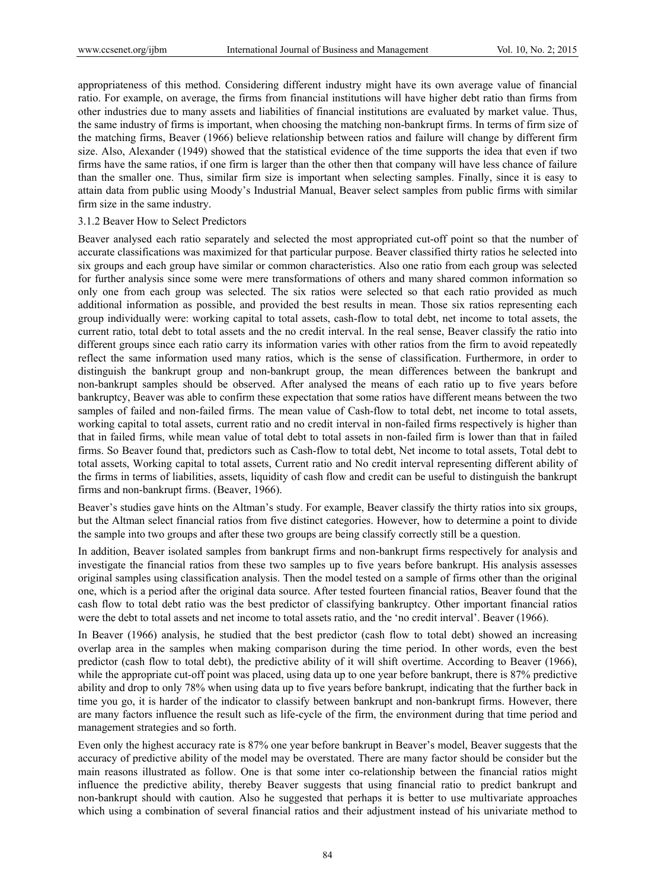appropriateness of this method. Considering different industry might have its own average value of financial ratio. For example, on average, the firms from financial institutions will have higher debt ratio than firms from other industries due to many assets and liabilities of financial institutions are evaluated by market value. Thus, the same industry of firms is important, when choosing the matching non-bankrupt firms. In terms of firm size of the matching firms, Beaver (1966) believe relationship between ratios and failure will change by different firm size. Also, Alexander (1949) showed that the statistical evidence of the time supports the idea that even if two firms have the same ratios, if one firm is larger than the other then that company will have less chance of failure than the smaller one. Thus, similar firm size is important when selecting samples. Finally, since it is easy to attain data from public using Moody's Industrial Manual, Beaver select samples from public firms with similar firm size in the same industry.

### 3.1.2 Beaver How to Select Predictors

Beaver analysed each ratio separately and selected the most appropriated cut-off point so that the number of accurate classifications was maximized for that particular purpose. Beaver classified thirty ratios he selected into six groups and each group have similar or common characteristics. Also one ratio from each group was selected for further analysis since some were mere transformations of others and many shared common information so only one from each group was selected. The six ratios were selected so that each ratio provided as much additional information as possible, and provided the best results in mean. Those six ratios representing each group individually were: working capital to total assets, cash-flow to total debt, net income to total assets, the current ratio, total debt to total assets and the no credit interval. In the real sense, Beaver classify the ratio into different groups since each ratio carry its information varies with other ratios from the firm to avoid repeatedly reflect the same information used many ratios, which is the sense of classification. Furthermore, in order to distinguish the bankrupt group and non-bankrupt group, the mean differences between the bankrupt and non-bankrupt samples should be observed. After analysed the means of each ratio up to five years before bankruptcy, Beaver was able to confirm these expectation that some ratios have different means between the two samples of failed and non-failed firms. The mean value of Cash-flow to total debt, net income to total assets, working capital to total assets, current ratio and no credit interval in non-failed firms respectively is higher than that in failed firms, while mean value of total debt to total assets in non-failed firm is lower than that in failed firms. So Beaver found that, predictors such as Cash-flow to total debt, Net income to total assets, Total debt to total assets, Working capital to total assets, Current ratio and No credit interval representing different ability of the firms in terms of liabilities, assets, liquidity of cash flow and credit can be useful to distinguish the bankrupt firms and non-bankrupt firms. (Beaver, 1966).

Beaver's studies gave hints on the Altman's study. For example, Beaver classify the thirty ratios into six groups, but the Altman select financial ratios from five distinct categories. However, how to determine a point to divide the sample into two groups and after these two groups are being classify correctly still be a question.

In addition, Beaver isolated samples from bankrupt firms and non-bankrupt firms respectively for analysis and investigate the financial ratios from these two samples up to five years before bankrupt. His analysis assesses original samples using classification analysis. Then the model tested on a sample of firms other than the original one, which is a period after the original data source. After tested fourteen financial ratios, Beaver found that the cash flow to total debt ratio was the best predictor of classifying bankruptcy. Other important financial ratios were the debt to total assets and net income to total assets ratio, and the 'no credit interval'. Beaver (1966).

In Beaver (1966) analysis, he studied that the best predictor (cash flow to total debt) showed an increasing overlap area in the samples when making comparison during the time period. In other words, even the best predictor (cash flow to total debt), the predictive ability of it will shift overtime. According to Beaver (1966), while the appropriate cut-off point was placed, using data up to one year before bankrupt, there is 87% predictive ability and drop to only 78% when using data up to five years before bankrupt, indicating that the further back in time you go, it is harder of the indicator to classify between bankrupt and non-bankrupt firms. However, there are many factors influence the result such as life-cycle of the firm, the environment during that time period and management strategies and so forth.

Even only the highest accuracy rate is 87% one year before bankrupt in Beaver's model, Beaver suggests that the accuracy of predictive ability of the model may be overstated. There are many factor should be consider but the main reasons illustrated as follow. One is that some inter co-relationship between the financial ratios might influence the predictive ability, thereby Beaver suggests that using financial ratio to predict bankrupt and non-bankrupt should with caution. Also he suggested that perhaps it is better to use multivariate approaches which using a combination of several financial ratios and their adjustment instead of his univariate method to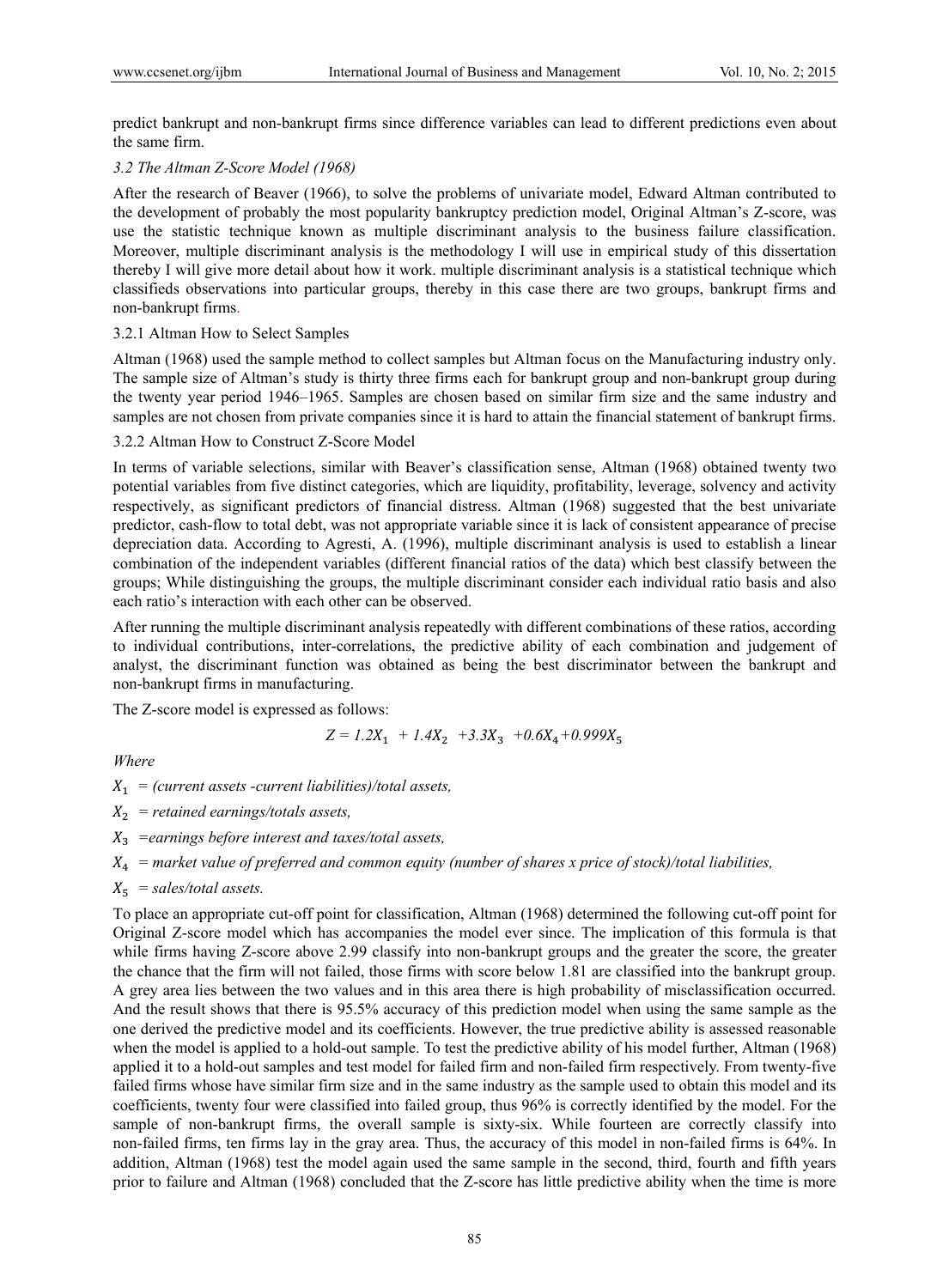predict bankrupt and non-bankrupt firms since difference variables can lead to different predictions even about the same firm.

### *3.2 The Altman Z-Score Model (1968)*

After the research of Beaver (1966), to solve the problems of univariate model, Edward Altman contributed to the development of probably the most popularity bankruptcy prediction model, Original Altman's Z-score, was use the statistic technique known as multiple discriminant analysis to the business failure classification. Moreover, multiple discriminant analysis is the methodology I will use in empirical study of this dissertation thereby I will give more detail about how it work. multiple discriminant analysis is a statistical technique which classifieds observations into particular groups, thereby in this case there are two groups, bankrupt firms and non-bankrupt firms.

#### 3.2.1 Altman How to Select Samples

Altman (1968) used the sample method to collect samples but Altman focus on the Manufacturing industry only. The sample size of Altman's study is thirty three firms each for bankrupt group and non-bankrupt group during the twenty year period 1946–1965. Samples are chosen based on similar firm size and the same industry and samples are not chosen from private companies since it is hard to attain the financial statement of bankrupt firms.

#### 3.2.2 Altman How to Construct Z-Score Model

In terms of variable selections, similar with Beaver's classification sense, Altman (1968) obtained twenty two potential variables from five distinct categories, which are liquidity, profitability, leverage, solvency and activity respectively, as significant predictors of financial distress. Altman (1968) suggested that the best univariate predictor, cash-flow to total debt, was not appropriate variable since it is lack of consistent appearance of precise depreciation data. According to Agresti, A. (1996), multiple discriminant analysis is used to establish a linear combination of the independent variables (different financial ratios of the data) which best classify between the groups; While distinguishing the groups, the multiple discriminant consider each individual ratio basis and also each ratio's interaction with each other can be observed.

After running the multiple discriminant analysis repeatedly with different combinations of these ratios, according to individual contributions, inter-correlations, the predictive ability of each combination and judgement of analyst, the discriminant function was obtained as being the best discriminator between the bankrupt and non-bankrupt firms in manufacturing.

The Z-score model is expressed as follows:

$$Z = 1.2X_1 + 1.4X_2 + 3.3X_3 + 0.6X_4 + 0.999X_5$$

*Where*

$X_1$ = *(current assets -current liabilities)/total assets,*

$X_2$ = *retained earnings/totals assets,*

$X_3$ =*earnings before interest and taxes/total assets,*

$X_4$ = *market value of preferred and common equity (number of shares x price of stock)/total liabilities,*

$X_5$ = *sales/total assets.*

To place an appropriate cut-off point for classification, Altman (1968) determined the following cut-off point for Original Z-score model which has accompanies the model ever since. The implication of this formula is that while firms having Z-score above 2.99 classify into non-bankrupt groups and the greater the score, the greater the chance that the firm will not failed, those firms with score below 1.81 are classified into the bankrupt group. A grey area lies between the two values and in this area there is high probability of misclassification occurred. And the result shows that there is 95.5% accuracy of this prediction model when using the same sample as the one derived the predictive model and its coefficients. However, the true predictive ability is assessed reasonable when the model is applied to a hold-out sample. To test the predictive ability of his model further, Altman (1968) applied it to a hold-out samples and test model for failed firm and non-failed firm respectively. From twenty-five failed firms whose have similar firm size and in the same industry as the sample used to obtain this model and its coefficients, twenty four were classified into failed group, thus 96% is correctly identified by the model. For the sample of non-bankrupt firms, the overall sample is sixty-six. While fourteen are correctly classify into non-failed firms, ten firms lay in the gray area. Thus, the accuracy of this model in non-failed firms is 64%. In addition, Altman (1968) test the model again used the same sample in the second, third, fourth and fifth years prior to failure and Altman (1968) concluded that the Z-score has little predictive ability when the time is more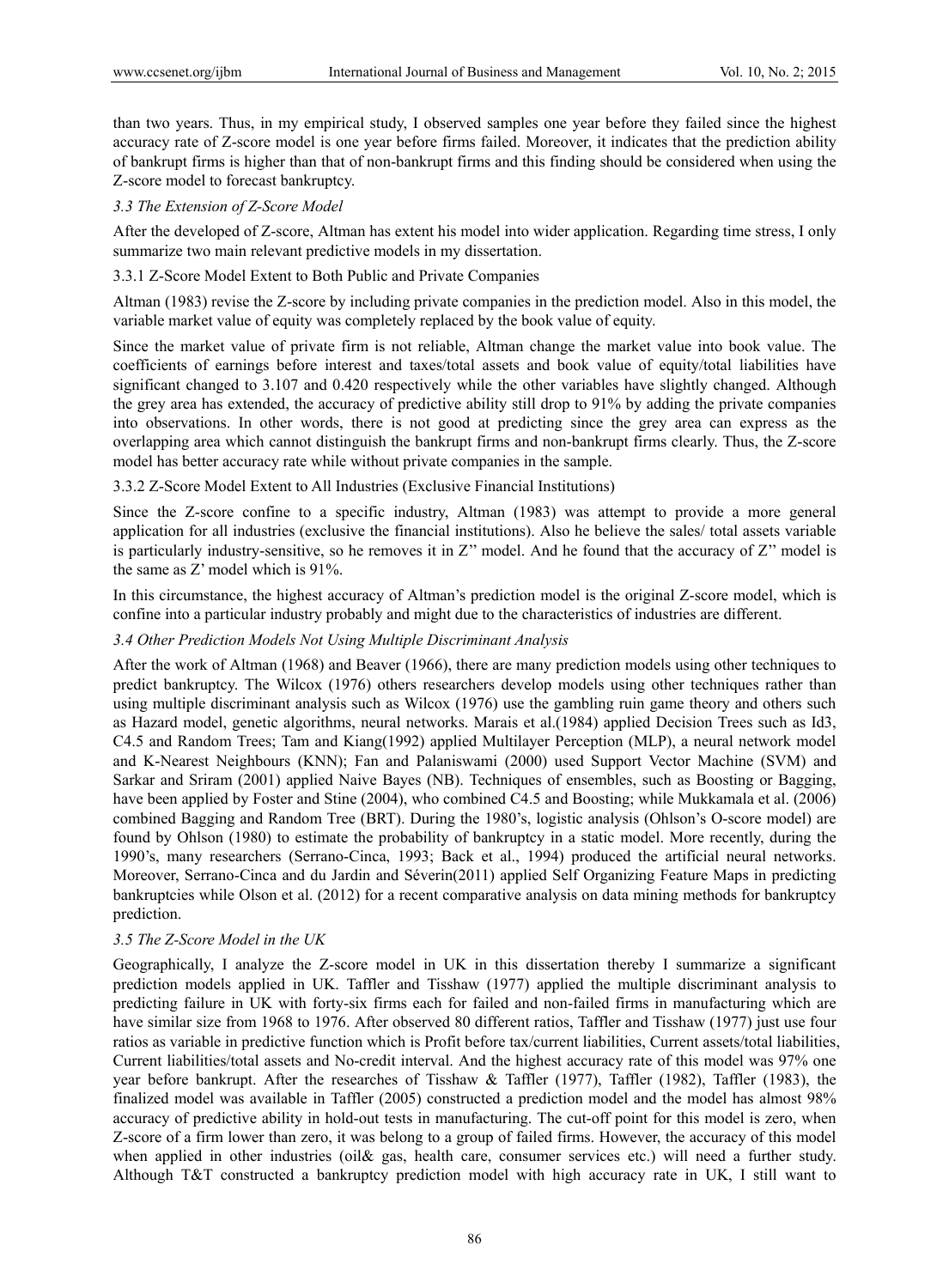than two years. Thus, in my empirical study, I observed samples one year before they failed since the highest accuracy rate of Z-score model is one year before firms failed. Moreover, it indicates that the prediction ability of bankrupt firms is higher than that of non-bankrupt firms and this finding should be considered when using the Z-score model to forecast bankruptcy.

### *3.3 The Extension of Z-Score Model*

After the developed of Z-score, Altman has extent his model into wider application. Regarding time stress, I only summarize two main relevant predictive models in my dissertation.

#### 3.3.1 Z-Score Model Extent to Both Public and Private Companies

Altman (1983) revise the Z-score by including private companies in the prediction model. Also in this model, the variable market value of equity was completely replaced by the book value of equity.

Since the market value of private firm is not reliable, Altman change the market value into book value. The coefficients of earnings before interest and taxes/total assets and book value of equity/total liabilities have significant changed to 3.107 and 0.420 respectively while the other variables have slightly changed. Although the grey area has extended, the accuracy of predictive ability still drop to 91% by adding the private companies into observations. In other words, there is not good at predicting since the grey area can express as the overlapping area which cannot distinguish the bankrupt firms and non-bankrupt firms clearly. Thus, the Z-score model has better accuracy rate while without private companies in the sample.

#### 3.3.2 Z-Score Model Extent to All Industries (Exclusive Financial Institutions)

Since the Z-score confine to a specific industry, Altman (1983) was attempt to provide a more general application for all industries (exclusive the financial institutions). Also he believe the sales/ total assets variable is particularly industry-sensitive, so he removes it in Z'' model. And he found that the accuracy of Z'' model is the same as Z' model which is 91%.

In this circumstance, the highest accuracy of Altman's prediction model is the original Z-score model, which is confine into a particular industry probably and might due to the characteristics of industries are different.

### *3.4 Other Prediction Models Not Using Multiple Discriminant Analysis*

After the work of Altman (1968) and Beaver (1966), there are many prediction models using other techniques to predict bankruptcy. The Wilcox (1976) others researchers develop models using other techniques rather than using multiple discriminant analysis such as Wilcox (1976) use the gambling ruin game theory and others such as Hazard model, genetic algorithms, neural networks. Marais et al.(1984) applied Decision Trees such as Id3, C4.5 and Random Trees; Tam and Kiang(1992) applied Multilayer Perception (MLP), a neural network model and K-Nearest Neighbours (KNN); Fan and Palaniswami (2000) used Support Vector Machine (SVM) and Sarkar and Sriram (2001) applied Naive Bayes (NB). Techniques of ensembles, such as Boosting or Bagging, have been applied by Foster and Stine (2004), who combined C4.5 and Boosting; while Mukkamala et al. (2006) combined Bagging and Random Tree (BRT). During the 1980's, logistic analysis (Ohlson's O-score model) are found by Ohlson (1980) to estimate the probability of bankruptcy in a static model. More recently, during the 1990's, many researchers (Serrano-Cinca, 1993; Back et al., 1994) produced the artificial neural networks. Moreover, Serrano-Cinca and du Jardin and Séverin(2011) applied Self Organizing Feature Maps in predicting bankruptcies while Olson et al. (2012) for a recent comparative analysis on data mining methods for bankruptcy prediction.

### *3.5 The Z-Score Model in the UK*

Geographically, I analyze the Z-score model in UK in this dissertation thereby I summarize a significant prediction models applied in UK. Taffler and Tisshaw (1977) applied the multiple discriminant analysis to predicting failure in UK with forty-six firms each for failed and non-failed firms in manufacturing which are have similar size from 1968 to 1976. After observed 80 different ratios, Taffler and Tisshaw (1977) just use four ratios as variable in predictive function which is Profit before tax/current liabilities, Current assets/total liabilities, Current liabilities/total assets and No-credit interval. And the highest accuracy rate of this model was 97% one year before bankrupt. After the researches of Tisshaw & Taffler (1977), Taffler (1982), Taffler (1983), the finalized model was available in Taffler (2005) constructed a prediction model and the model has almost 98% accuracy of predictive ability in hold-out tests in manufacturing. The cut-off point for this model is zero, when Z-score of a firm lower than zero, it was belong to a group of failed firms. However, the accuracy of this model when applied in other industries (oil& gas, health care, consumer services etc.) will need a further study. Although T&T constructed a bankruptcy prediction model with high accuracy rate in UK, I still want to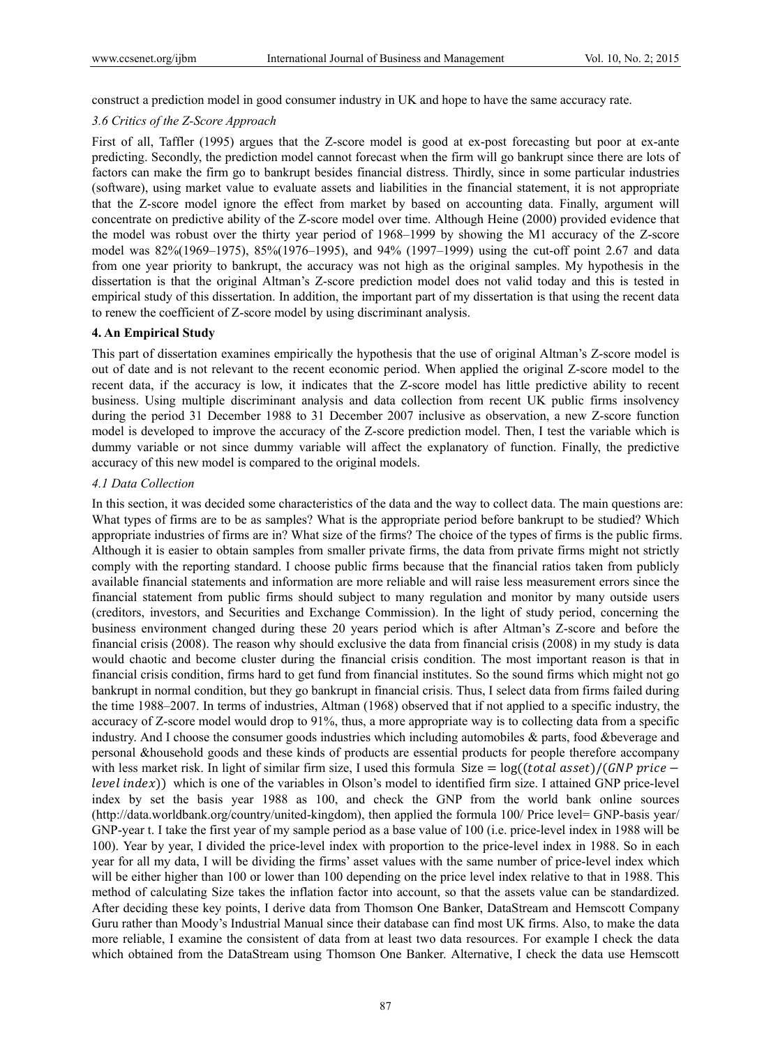construct a prediction model in good consumer industry in UK and hope to have the same accuracy rate.

### *3.6 Critics of the Z-Score Approach*

First of all, Taffler (1995) argues that the Z-score model is good at ex-post forecasting but poor at ex-ante predicting. Secondly, the prediction model cannot forecast when the firm will go bankrupt since there are lots of factors can make the firm go to bankrupt besides financial distress. Thirdly, since in some particular industries (software), using market value to evaluate assets and liabilities in the financial statement, it is not appropriate that the Z-score model ignore the effect from market by based on accounting data. Finally, argument will concentrate on predictive ability of the Z-score model over time. Although Heine (2000) provided evidence that the model was robust over the thirty year period of 1968–1999 by showing the M1 accuracy of the Z-score model was 82%(1969–1975), 85%(1976–1995), and 94% (1997–1999) using the cut-off point 2.67 and data from one year priority to bankrupt, the accuracy was not high as the original samples. My hypothesis in the dissertation is that the original Altman's Z-score prediction model does not valid today and this is tested in empirical study of this dissertation. In addition, the important part of my dissertation is that using the recent data to renew the coefficient of Z-score model by using discriminant analysis.

## **4. An Empirical Study**

This part of dissertation examines empirically the hypothesis that the use of original Altman's Z-score model is out of date and is not relevant to the recent economic period. When applied the original Z-score model to the recent data, if the accuracy is low, it indicates that the Z-score model has little predictive ability to recent business. Using multiple discriminant analysis and data collection from recent UK public firms insolvency during the period 31 December 1988 to 31 December 2007 inclusive as observation, a new Z-score function model is developed to improve the accuracy of the Z-score prediction model. Then, I test the variable which is dummy variable or not since dummy variable will affect the explanatory of function. Finally, the predictive accuracy of this new model is compared to the original models.

### *4.1 Data Collection*

In this section, it was decided some characteristics of the data and the way to collect data. The main questions are: What types of firms are to be as samples? What is the appropriate period before bankrupt to be studied? Which appropriate industries of firms are in? What size of the firms? The choice of the types of firms is the public firms. Although it is easier to obtain samples from smaller private firms, the data from private firms might not strictly comply with the reporting standard. I choose public firms because that the financial ratios taken from publicly available financial statements and information are more reliable and will raise less measurement errors since the financial statement from public firms should subject to many regulation and monitor by many outside users (creditors, investors, and Securities and Exchange Commission). In the light of study period, concerning the business environment changed during these 20 years period which is after Altman's Z-score and before the financial crisis (2008). The reason why should exclusive the data from financial crisis (2008) in my study is data would chaotic and become cluster during the financial crisis condition. The most important reason is that in financial crisis condition, firms hard to get fund from financial institutes. So the sound firms which might not go bankrupt in normal condition, but they go bankrupt in financial crisis. Thus, I select data from firms failed during the time 1988–2007. In terms of industries, Altman (1968) observed that if not applied to a specific industry, the accuracy of Z-score model would drop to 91%, thus, a more appropriate way is to collecting data from a specific industry. And I choose the consumer goods industries which including automobiles & parts, food &beverage and personal &household goods and these kinds of products are essential products for people therefore accompany with less market risk. In light of similar firm size, I used this formula $\text{Size} = \log((total\ asset)/(GNP\ price - level\ index))$ which is one of the variables in Olson's model to identified firm size. I attained GNP price-level index by set the basis year 1988 as 100, and check the GNP from the world bank online sources (http://data.worldbank.org/country/united-kingdom), then applied the formula 100/ Price level= GNP-basis year/ GNP-year t. I take the first year of my sample period as a base value of 100 (i.e. price-level index in 1988 will be 100). Year by year, I divided the price-level index with proportion to the price-level index in 1988. So in each year for all my data, I will be dividing the firms' asset values with the same number of price-level index which will be either higher than 100 or lower than 100 depending on the price level index relative to that in 1988. This method of calculating Size takes the inflation factor into account, so that the assets value can be standardized. After deciding these key points, I derive data from Thomson One Banker, DataStream and Hemscott Company Guru rather than Moody's Industrial Manual since their database can find most UK firms. Also, to make the data more reliable, I examine the consistent of data from at least two data resources. For example I check the data which obtained from the DataStream using Thomson One Banker. Alternative, I check the data use Hemscott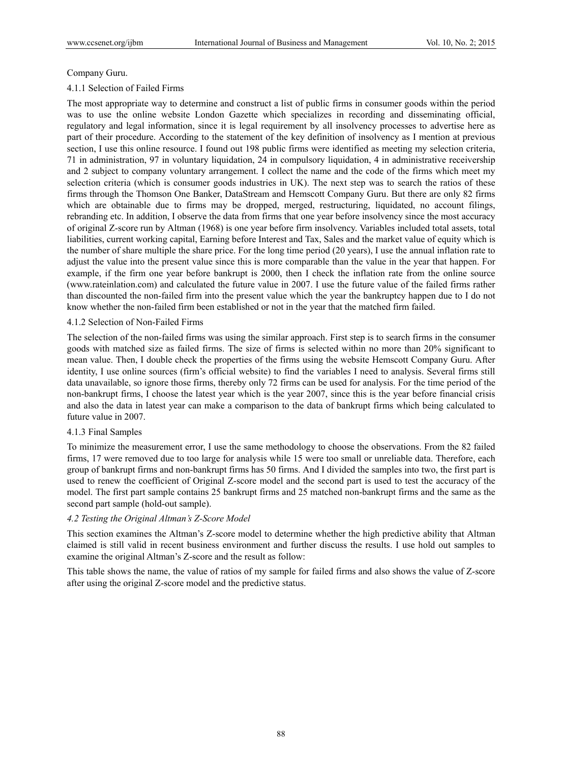Company Guru.

#### 4.1.1 Selection of Failed Firms

The most appropriate way to determine and construct a list of public firms in consumer goods within the period was to use the online website London Gazette which specializes in recording and disseminating official, regulatory and legal information, since it is legal requirement by all insolvency processes to advertise here as part of their procedure. According to the statement of the key definition of insolvency as I mention at previous section, I use this online resource. I found out 198 public firms were identified as meeting my selection criteria, 71 in administration, 97 in voluntary liquidation, 24 in compulsory liquidation, 4 in administrative receivership and 2 subject to company voluntary arrangement. I collect the name and the code of the firms which meet my selection criteria (which is consumer goods industries in UK). The next step was to search the ratios of these firms through the Thomson One Banker, DataStream and Hemscott Company Guru. But there are only 82 firms which are obtainable due to firms may be dropped, merged, restructuring, liquidated, no account filings, rebranding etc. In addition, I observe the data from firms that one year before insolvency since the most accuracy of original Z-score run by Altman (1968) is one year before firm insolvency. Variables included total assets, total liabilities, current working capital, Earning before Interest and Tax, Sales and the market value of equity which is the number of share multiple the share price. For the long time period (20 years), I use the annual inflation rate to adjust the value into the present value since this is more comparable than the value in the year that happen. For example, if the firm one year before bankrupt is 2000, then I check the inflation rate from the online source (www.rateinlation.com) and calculated the future value in 2007. I use the future value of the failed firms rather than discounted the non-failed firm into the present value which the year the bankruptcy happen due to I do not know whether the non-failed firm been established or not in the year that the matched firm failed.

#### 4.1.2 Selection of Non-Failed Firms

The selection of the non-failed firms was using the similar approach. First step is to search firms in the consumer goods with matched size as failed firms. The size of firms is selected within no more than 20% significant to mean value. Then, I double check the properties of the firms using the website Hemscott Company Guru. After identity, I use online sources (firm's official website) to find the variables I need to analysis. Several firms still data unavailable, so ignore those firms, thereby only 72 firms can be used for analysis. For the time period of the non-bankrupt firms, I choose the latest year which is the year 2007, since this is the year before financial crisis and also the data in latest year can make a comparison to the data of bankrupt firms which being calculated to future value in 2007.

#### 4.1.3 Final Samples

To minimize the measurement error, I use the same methodology to choose the observations. From the 82 failed firms, 17 were removed due to too large for analysis while 15 were too small or unreliable data. Therefore, each group of bankrupt firms and non-bankrupt firms has 50 firms. And I divided the samples into two, the first part is used to renew the coefficient of Original Z-score model and the second part is used to test the accuracy of the model. The first part sample contains 25 bankrupt firms and 25 matched non-bankrupt firms and the same as the second part sample (hold-out sample).

### *4.2 Testing the Original Altman's Z-Score Model*

This section examines the Altman's Z-score model to determine whether the high predictive ability that Altman claimed is still valid in recent business environment and further discuss the results. I use hold out samples to examine the original Altman's Z-score and the result as follow:

This table shows the name, the value of ratios of my sample for failed firms and also shows the value of Z-score after using the original Z-score model and the predictive status.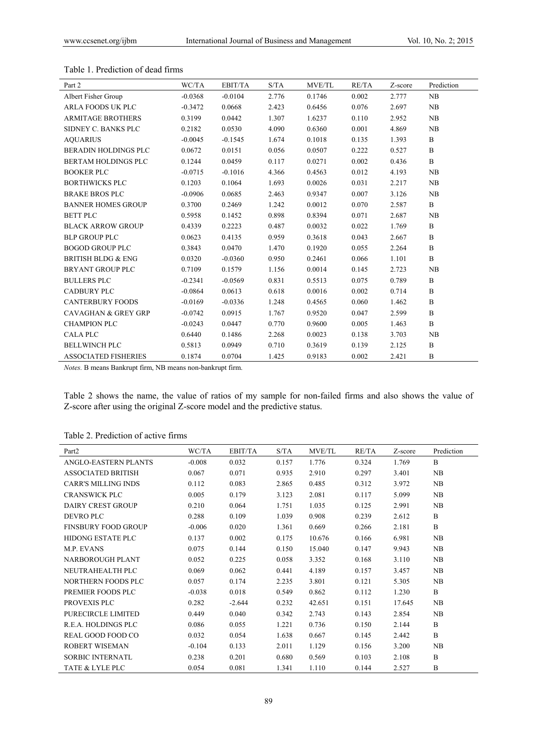Table 1. Prediction of dead firms

| Part 2 | WC/TA | EBIT/TA | S/TA | MVE/TL | RE/TA | Z-score | Prediction |
|---|---|---|---|---|---|---|---|
| Albert Fisher Group | -0.0368 | -0.0104 | 2.776 | 0.1746 | 0.002 | 2.777 | NB |
| ARLA FOODS UK PLC | -0.3472 | 0.0668 | 2.423 | 0.6456 | 0.076 | 2.697 | NB |
| ARMITAGE BROTHERS | 0.3199 | 0.0442 | 1.307 | 1.6237 | 0.110 | 2.952 | NB |
| SIDNEY C. BANKS PLC | 0.2182 | 0.0530 | 4.090 | 0.6360 | 0.001 | 4.869 | NB |
| AQUARIUS | -0.0045 | -0.1545 | 1.674 | 0.1018 | 0.135 | 1.393 | B |
| BERADIN HOLDINGS PLC | 0.0672 | 0.0151 | 0.056 | 0.0507 | 0.222 | 0.527 | B |
| BERTAM HOLDINGS PLC | 0.1244 | 0.0459 | 0.117 | 0.0271 | 0.002 | 0.436 | B |
| BOOKER PLC | -0.0715 | -0.1016 | 4.366 | 0.4563 | 0.012 | 4.193 | NB |
| BORTHWICKS PLC | 0.1203 | 0.1064 | 1.693 | 0.0026 | 0.031 | 2.217 | NB |
| BRAKE BROS PLC | -0.0906 | 0.0685 | 2.463 | 0.9347 | 0.007 | 3.126 | NB |
| BANNER HOMES GROUP | 0.3700 | 0.2469 | 1.242 | 0.0012 | 0.070 | 2.587 | B |
| BETT PLC | 0.5958 | 0.1452 | 0.898 | 0.8394 | 0.071 | 2.687 | NB |
| BLACK ARROW GROUP | 0.4339 | 0.2223 | 0.487 | 0.0032 | 0.022 | 1.769 | B |
| BLP GROUP PLC | 0.0623 | 0.4135 | 0.959 | 0.3618 | 0.043 | 2.667 | B |
| BOGOD GROUP PLC | 0.3843 | 0.0470 | 1.470 | 0.1920 | 0.055 | 2.264 | B |
| BRITISH BLDG & ENG | 0.0320 | -0.0360 | 0.950 | 0.2461 | 0.066 | 1.101 | B |
| BRYANT GROUP PLC | 0.7109 | 0.1579 | 1.156 | 0.0014 | 0.145 | 2.723 | NB |
| BULLERS PLC | -0.2341 | -0.0569 | 0.831 | 0.5513 | 0.075 | 0.789 | B |
| CADBURY PLC | -0.0864 | 0.0613 | 0.618 | 0.0016 | 0.002 | 0.714 | B |
| CANTERBURY FOODS | -0.0169 | -0.0336 | 1.248 | 0.4565 | 0.060 | 1.462 | B |
| CAVAGHAN & GREY GRP | -0.0742 | 0.0915 | 1.767 | 0.9520 | 0.047 | 2.599 | B |
| CHAMPION PLC | -0.0243 | 0.0447 | 0.770 | 0.9600 | 0.005 | 1.463 | B |
| CALA PLC | 0.6440 | 0.1486 | 2.268 | 0.0023 | 0.138 | 3.703 | NB |
| BELLWINCH PLC | 0.5813 | 0.0949 | 0.710 | 0.3619 | 0.139 | 2.125 | B |
| ASSOCIATED FISHERIES | 0.1874 | 0.0704 | 1.425 | 0.9183 | 0.002 | 2.421 | B |

*Notes.* B means Bankrupt firm, NB means non-bankrupt firm.

Table 2 shows the name, the value of ratios of my sample for non-failed firms and also shows the value of Z-score after using the original Z-score model and the predictive status.

Table 2. Prediction of active firms

| Part2 | WC/TA | EBIT/TA | S/TA | MVE/TL | RE/TA | Z-score | Prediction |
|---|---|---|---|---|---|---|---|
| ANGLO-EASTERN PLANTS | -0.008 | 0.032 | 0.157 | 1.776 | 0.324 | 1.769 | B |
| ASSOCIATED BRITISH | 0.067 | 0.071 | 0.935 | 2.910 | 0.297 | 3.401 | NB |
| CARR'S MILLING INDS | 0.112 | 0.083 | 2.865 | 0.485 | 0.312 | 3.972 | NB |
| CRANSWICK PLC | 0.005 | 0.179 | 3.123 | 2.081 | 0.117 | 5.099 | NB |
| DAIRY CREST GROUP | 0.210 | 0.064 | 1.751 | 1.035 | 0.125 | 2.991 | NB |
| DEVRO PLC | 0.288 | 0.109 | 1.039 | 0.908 | 0.239 | 2.612 | B |
| FINSBURY FOOD GROUP | -0.006 | 0.020 | 1.361 | 0.669 | 0.266 | 2.181 | B |
| HIDONG ESTATE PLC | 0.137 | 0.002 | 0.175 | 10.676 | 0.166 | 6.981 | NB |
| M.P. EVANS | 0.075 | 0.144 | 0.150 | 15.040 | 0.147 | 9.943 | NB |
| NARBOROUGH PLANT | 0.052 | 0.225 | 0.058 | 3.352 | 0.168 | 3.110 | NB |
| NEUTRAHEALTH PLC | 0.069 | 0.062 | 0.441 | 4.189 | 0.157 | 3.457 | NB |
| NORTHERN FOODS PLC | 0.057 | 0.174 | 2.235 | 3.801 | 0.121 | 5.305 | NB |
| PREMIER FOODS PLC | -0.038 | 0.018 | 0.549 | 0.862 | 0.112 | 1.230 | B |
| PROVEXIS PLC | 0.282 | -2.644 | 0.232 | 42.651 | 0.151 | 17.645 | NB |
| PURECIRCLE LIMITED | 0.449 | 0.040 | 0.342 | 2.743 | 0.143 | 2.854 | NB |
| R.E.A. HOLDINGS PLC | 0.086 | 0.055 | 1.221 | 0.736 | 0.150 | 2.144 | B |
| REAL GOOD FOOD CO | 0.032 | 0.054 | 1.638 | 0.667 | 0.145 | 2.442 | B |
| ROBERT WISEMAN | -0.104 | 0.133 | 2.011 | 1.129 | 0.156 | 3.200 | NB |
| SORBIC INTERNATL | 0.238 | 0.201 | 0.680 | 0.569 | 0.103 | 2.108 | B |
| TATE & LYLE PLC | 0.054 | 0.081 | 1.341 | 1.110 | 0.144 | 2.527 | B |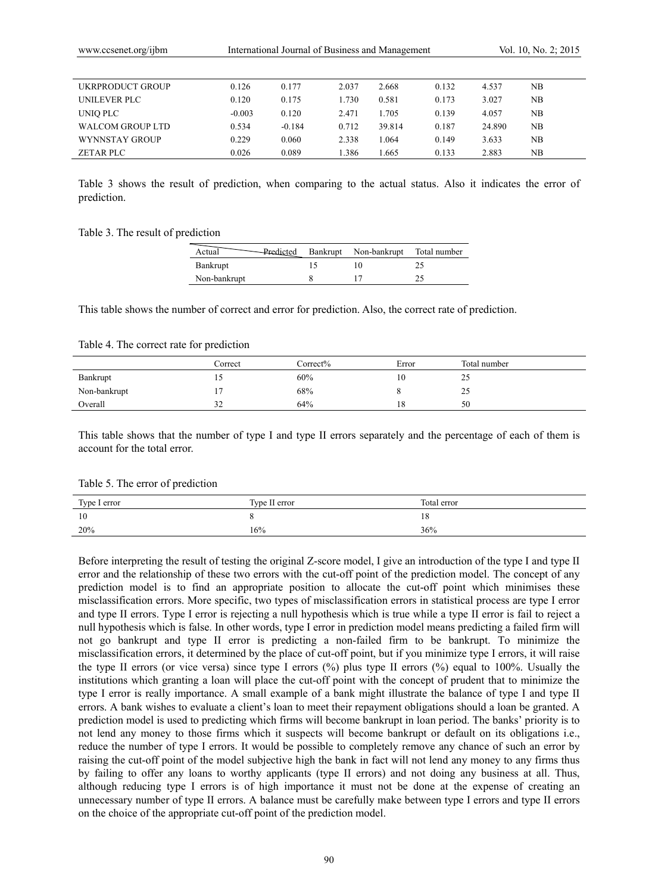| | | | | | | | |
|---|---|---|---|---|---|---|---|
| UKRPRODUCT GROUP | 0.126 | 0.177 | 2.037 | 2.668 | 0.132 | 4.537 | NB |
| UNILEVER PLC | 0.120 | 0.175 | 1.730 | 0.581 | 0.173 | 3.027 | NB |
| UNIQ PLC | -0.003 | 0.120 | 2.471 | 1.705 | 0.139 | 4.057 | NB |
| WALCOM GROUP LTD | 0.534 | -0.184 | 0.712 | 39.814 | 0.187 | 24.890 | NB |
| WYNNSTAY GROUP | 0.229 | 0.060 | 2.338 | 1.064 | 0.149 | 3.633 | NB |
| ZETAR PLC | 0.026 | 0.089 | 1.386 | 1.665 | 0.133 | 2.883 | NB |

Table 3 shows the result of prediction, when comparing to the actual status. Also it indicates the error of prediction.

Table 3. The result of prediction

| Actual \ Predicted | Bankrupt | Non-bankrupt | Total number |
|---|---|---|---|
| Bankrupt | 15 | 10 | 25 |
| Non-bankrupt | 8 | 17 | 25 |

This table shows the number of correct and error for prediction. Also, the correct rate of prediction.

Table 4. The correct rate for prediction

| | Correct | Correct% | Error | Total number |
|---|---|---|---|---|
| Bankrupt | 15 | 60% | 10 | 25 |
| Non-bankrupt | 17 | 68% | 8 | 25 |
| Overall | 32 | 64% | 18 | 50 |

This table shows that the number of type I and type II errors separately and the percentage of each of them is account for the total error.

Table 5. The error of prediction

| Type I error | Type II error | Total error |
|---|---|---|
| 10 | 8 | 18 |
| 20% | 16% | 36% |

Before interpreting the result of testing the original Z-score model, I give an introduction of the type I and type II error and the relationship of these two errors with the cut-off point of the prediction model. The concept of any prediction model is to find an appropriate position to allocate the cut-off point which minimises these misclassification errors. More specific, two types of misclassification errors in statistical process are type I error and type II errors. Type I error is rejecting a null hypothesis which is true while a type II error is fail to reject a null hypothesis which is false. In other words, type I error in prediction model means predicting a failed firm will not go bankrupt and type II error is predicting a non-failed firm to be bankrupt. To minimize the misclassification errors, it determined by the place of cut-off point, but if you minimize type I errors, it will raise the type II errors (or vice versa) since type I errors (%) plus type II errors (%) equal to 100%. Usually the institutions which granting a loan will place the cut-off point with the concept of prudent that to minimize the type I error is really importance. A small example of a bank might illustrate the balance of type I and type II errors. A bank wishes to evaluate a client's loan to meet their repayment obligations should a loan be granted. A prediction model is used to predicting which firms will become bankrupt in loan period. The banks' priority is to not lend any money to those firms which it suspects will become bankrupt or default on its obligations i.e., reduce the number of type I errors. It would be possible to completely remove any chance of such an error by raising the cut-off point of the model subjective high the bank in fact will not lend any money to any firms thus by failing to offer any loans to worthy applicants (type II errors) and not doing any business at all. Thus, although reducing type I errors is of high importance it must not be done at the expense of creating an unnecessary number of type II errors. A balance must be carefully make between type I errors and type II errors on the choice of the appropriate cut-off point of the prediction model.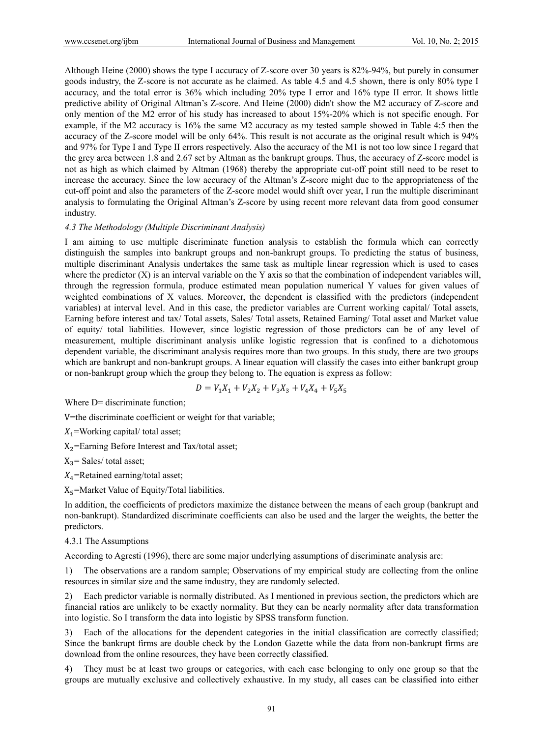Although Heine (2000) shows the type I accuracy of Z-score over 30 years is 82%-94%, but purely in consumer goods industry, the Z-score is not accurate as he claimed. As table 4.5 and 4.5 shown, there is only 80% type I accuracy, and the total error is 36% which including 20% type I error and 16% type II error. It shows little predictive ability of Original Altman's Z-score. And Heine (2000) didn't show the M2 accuracy of Z-score and only mention of the M2 error of his study has increased to about 15%-20% which is not specific enough. For example, if the M2 accuracy is 16% the same M2 accuracy as my tested sample showed in Table 4:5 then the accuracy of the Z-score model will be only 64%. This result is not accurate as the original result which is 94% and 97% for Type I and Type II errors respectively. Also the accuracy of the M1 is not too low since I regard that the grey area between 1.8 and 2.67 set by Altman as the bankrupt groups. Thus, the accuracy of Z-score model is not as high as which claimed by Altman (1968) thereby the appropriate cut-off point still need to be reset to increase the accuracy. Since the low accuracy of the Altman's Z-score might due to the appropriateness of the cut-off point and also the parameters of the Z-score model would shift over year, I run the multiple discriminant analysis to formulating the Original Altman's Z-score by using recent more relevant data from good consumer industry.

### *4.3 The Methodology (Multiple Discriminant Analysis)*

I am aiming to use multiple discriminate function analysis to establish the formula which can correctly distinguish the samples into bankrupt groups and non-bankrupt groups. To predicting the status of business, multiple discriminant Analysis undertakes the same task as multiple linear regression which is used to cases where the predictor (X) is an interval variable on the Y axis so that the combination of independent variables will, through the regression formula, produce estimated mean population numerical Y values for given values of weighted combinations of X values. Moreover, the dependent is classified with the predictors (independent variables) at interval level. And in this case, the predictor variables are Current working capital/ Total assets, Earning before interest and tax/ Total assets, Sales/ Total assets, Retained Earning/ Total asset and Market value of equity/ total liabilities. However, since logistic regression of those predictors can be of any level of measurement, multiple discriminant analysis unlike logistic regression that is confined to a dichotomous dependent variable, the discriminant analysis requires more than two groups. In this study, there are two groups which are bankrupt and non-bankrupt groups. A linear equation will classify the cases into either bankrupt group or non-bankrupt group which the group they belong to. The equation is express as follow:

$$D = V_1X_1 + V_2X_2 + V_3X_3 + V_4X_4 + V_5X_5$$

Where D= discriminate function;

V=the discriminate coefficient or weight for that variable;

$X_1$=Working capital/ total asset;

$X_2$=Earning Before Interest and Tax/total asset;

$X_3$= Sales/ total asset;

$X_4$=Retained earning/total asset;

$X_5$=Market Value of Equity/Total liabilities.

In addition, the coefficients of predictors maximize the distance between the means of each group (bankrupt and non-bankrupt). Standardized discriminate coefficients can also be used and the larger the weights, the better the predictors.

#### 4.3.1 The Assumptions

According to Agresti (1996), there are some major underlying assumptions of discriminate analysis are:

1) The observations are a random sample; Observations of my empirical study are collecting from the online resources in similar size and the same industry, they are randomly selected.

2) Each predictor variable is normally distributed. As I mentioned in previous section, the predictors which are financial ratios are unlikely to be exactly normality. But they can be nearly normality after data transformation into logistic. So I transform the data into logistic by SPSS transform function.

3) Each of the allocations for the dependent categories in the initial classification are correctly classified; Since the bankrupt firms are double check by the London Gazette while the data from non-bankrupt firms are download from the online resources, they have been correctly classified.

4) They must be at least two groups or categories, with each case belonging to only one group so that the groups are mutually exclusive and collectively exhaustive. In my study, all cases can be classified into either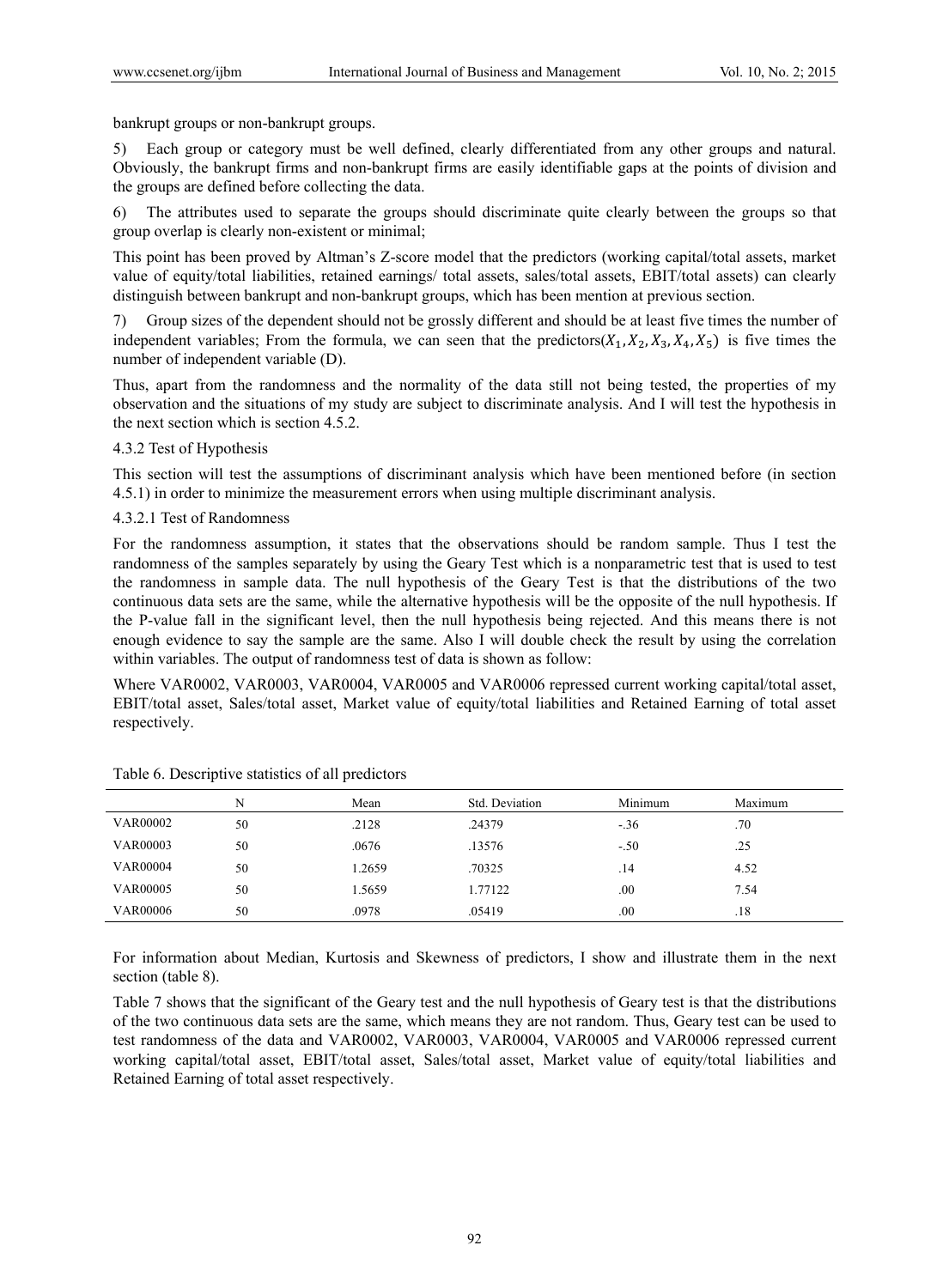bankrupt groups or non-bankrupt groups.

5) Each group or category must be well defined, clearly differentiated from any other groups and natural. Obviously, the bankrupt firms and non-bankrupt firms are easily identifiable gaps at the points of division and the groups are defined before collecting the data.

6) The attributes used to separate the groups should discriminate quite clearly between the groups so that group overlap is clearly non-existent or minimal;

This point has been proved by Altman's Z-score model that the predictors (working capital/total assets, market value of equity/total liabilities, retained earnings/ total assets, sales/total assets, EBIT/total assets) can clearly distinguish between bankrupt and non-bankrupt groups, which has been mention at previous section.

7) Group sizes of the dependent should not be grossly different and should be at least five times the number of independent variables; From the formula, we can seen that the predictors($X_1, X_2, X_3, X_4, X_5$) is five times the number of independent variable (D).

Thus, apart from the randomness and the normality of the data still not being tested, the properties of my observation and the situations of my study are subject to discriminate analysis. And I will test the hypothesis in the next section which is section 4.5.2.

4.3.2 Test of Hypothesis

This section will test the assumptions of discriminant analysis which have been mentioned before (in section 4.5.1) in order to minimize the measurement errors when using multiple discriminant analysis.

4.3.2.1 Test of Randomness

For the randomness assumption, it states that the observations should be random sample. Thus I test the randomness of the samples separately by using the Geary Test which is a nonparametric test that is used to test the randomness in sample data. The null hypothesis of the Geary Test is that the distributions of the two continuous data sets are the same, while the alternative hypothesis will be the opposite of the null hypothesis. If the P-value fall in the significant level, then the null hypothesis being rejected. And this means there is not enough evidence to say the sample are the same. Also I will double check the result by using the correlation within variables. The output of randomness test of data is shown as follow:

Where VAR0002, VAR0003, VAR0004, VAR0005 and VAR0006 repressed current working capital/total asset, EBIT/total asset, Sales/total asset, Market value of equity/total liabilities and Retained Earning of total asset respectively.

Table 6. Descriptive statistics of all predictors

| | N | Mean | Std. Deviation | Minimum | Maximum |
|---|---|---|---|---|---|
| VAR00002 | 50 | .2128 | .24379 | -.36 | .70 |
| VAR00003 | 50 | .0676 | .13576 | -.50 | .25 |
| VAR00004 | 50 | 1.2659 | .70325 | .14 | 4.52 |
| VAR00005 | 50 | 1.5659 | 1.77122 | .00 | 7.54 |
| VAR00006 | 50 | .0978 | .05419 | .00 | .18 |

For information about Median, Kurtosis and Skewness of predictors, I show and illustrate them in the next section (table 8).

Table 7 shows that the significant of the Geary test and the null hypothesis of Geary test is that the distributions of the two continuous data sets are the same, which means they are not random. Thus, Geary test can be used to test randomness of the data and VAR0002, VAR0003, VAR0004, VAR0005 and VAR0006 repressed current working capital/total asset, EBIT/total asset, Sales/total asset, Market value of equity/total liabilities and Retained Earning of total asset respectively.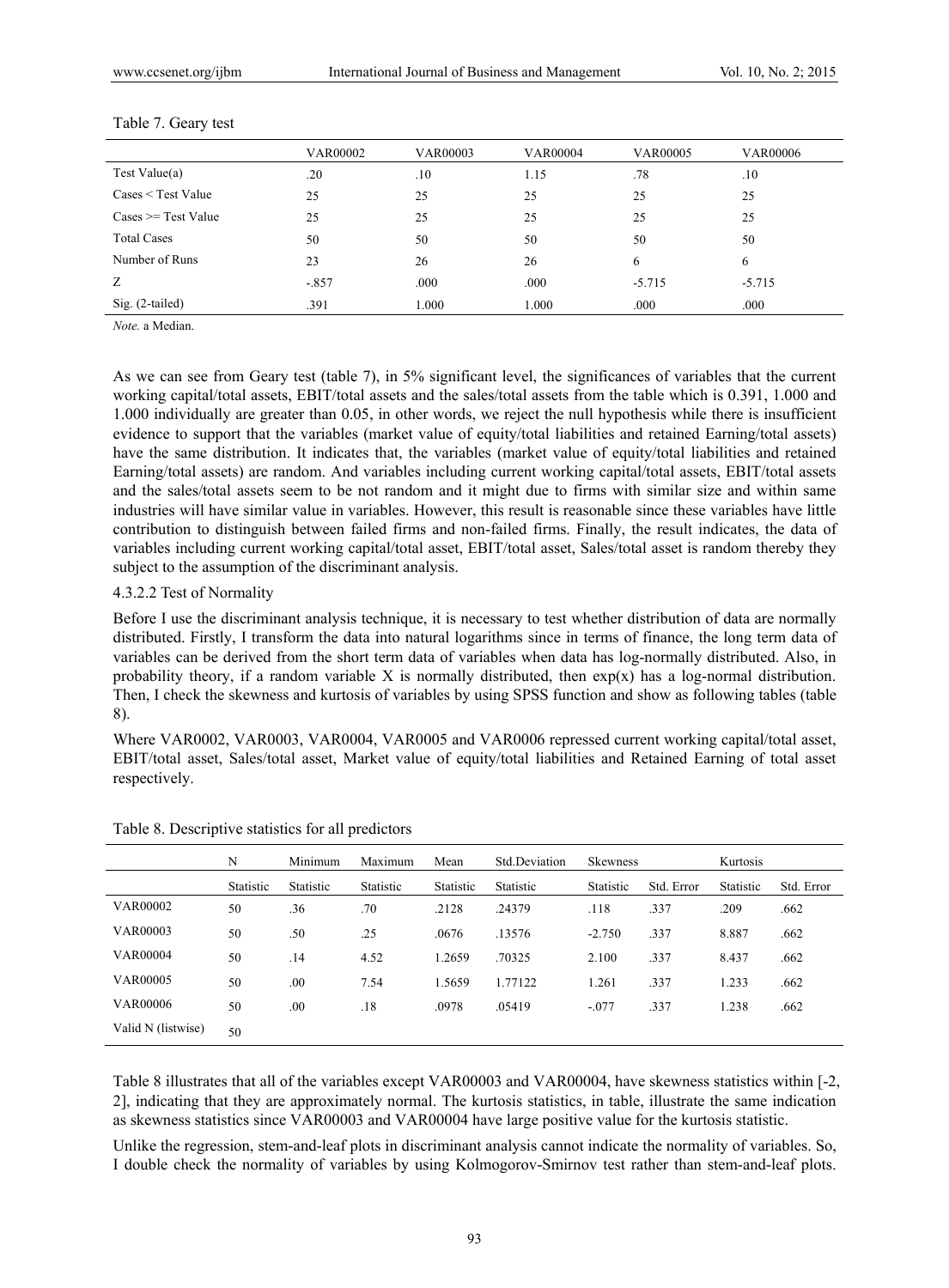Table 7. Geary test

| | VAR00002 | VAR00003 | VAR00004 | VAR00005 | VAR00006 |
|---|---|---|---|---|---|
| Test Value(a) | .20 | .10 | 1.15 | .78 | .10 |
| Cases < Test Value | 25 | 25 | 25 | 25 | 25 |
| Cases >= Test Value | 25 | 25 | 25 | 25 | 25 |
| Total Cases | 50 | 50 | 50 | 50 | 50 |
| Number of Runs | 23 | 26 | 26 | 6 | 6 |
| Z | -.857 | .000 | .000 | -5.715 | -5.715 |
| Sig. (2-tailed) | .391 | 1.000 | 1.000 | .000 | .000 |

*Note.* a Median.

As we can see from Geary test (table 7), in 5% significant level, the significances of variables that the current working capital/total assets, EBIT/total assets and the sales/total assets from the table which is 0.391, 1.000 and 1.000 individually are greater than 0.05, in other words, we reject the null hypothesis while there is insufficient evidence to support that the variables (market value of equity/total liabilities and retained Earning/total assets) have the same distribution. It indicates that, the variables (market value of equity/total liabilities and retained Earning/total assets) are random. And variables including current working capital/total assets, EBIT/total assets and the sales/total assets seem to be not random and it might due to firms with similar size and within same industries will have similar value in variables. However, this result is reasonable since these variables have little contribution to distinguish between failed firms and non-failed firms. Finally, the result indicates, the data of variables including current working capital/total asset, EBIT/total asset, Sales/total asset is random thereby they subject to the assumption of the discriminant analysis.

#### 4.3.2.2 Test of Normality

Before I use the discriminant analysis technique, it is necessary to test whether distribution of data are normally distributed. Firstly, I transform the data into natural logarithms since in terms of finance, the long term data of variables can be derived from the short term data of variables when data has log-normally distributed. Also, in probability theory, if a random variable X is normally distributed, then exp(x) has a log-normal distribution. Then, I check the skewness and kurtosis of variables by using SPSS function and show as following tables (table 8).

Where VAR0002, VAR0003, VAR0004, VAR0005 and VAR0006 repressed current working capital/total asset, EBIT/total asset, Sales/total asset, Market value of equity/total liabilities and Retained Earning of total asset respectively.

Table 8. Descriptive statistics for all predictors

| | N | Minimum | Maximum | Mean | Std.Deviation | Skewness | | Kurtosis | |
|---|---|---|---|---|---|---|---|---|---|
| | Statistic | Statistic | Statistic | Statistic | Statistic | Statistic | Std. Error | Statistic | Std. Error |
| VAR00002 | 50 | .36 | .70 | .2128 | .24379 | .118 | .337 | .209 | .662 |
| VAR00003 | 50 | .50 | .25 | .0676 | .13576 | -2.750 | .337 | 8.887 | .662 |
| VAR00004 | 50 | .14 | 4.52 | 1.2659 | .70325 | 2.100 | .337 | 8.437 | .662 |
| VAR00005 | 50 | .00 | 7.54 | 1.5659 | 1.77122 | 1.261 | .337 | 1.233 | .662 |
| VAR00006 | 50 | .00 | .18 | .0978 | .05419 | -.077 | .337 | 1.238 | .662 |
| Valid N (listwise) | 50 | | | | | | | | |

Table 8 illustrates that all of the variables except VAR00003 and VAR00004, have skewness statistics within [-2, 2], indicating that they are approximately normal. The kurtosis statistics, in table, illustrate the same indication as skewness statistics since VAR00003 and VAR00004 have large positive value for the kurtosis statistic.

Unlike the regression, stem-and-leaf plots in discriminant analysis cannot indicate the normality of variables. So, I double check the normality of variables by using Kolmogorov-Smirnov test rather than stem-and-leaf plots.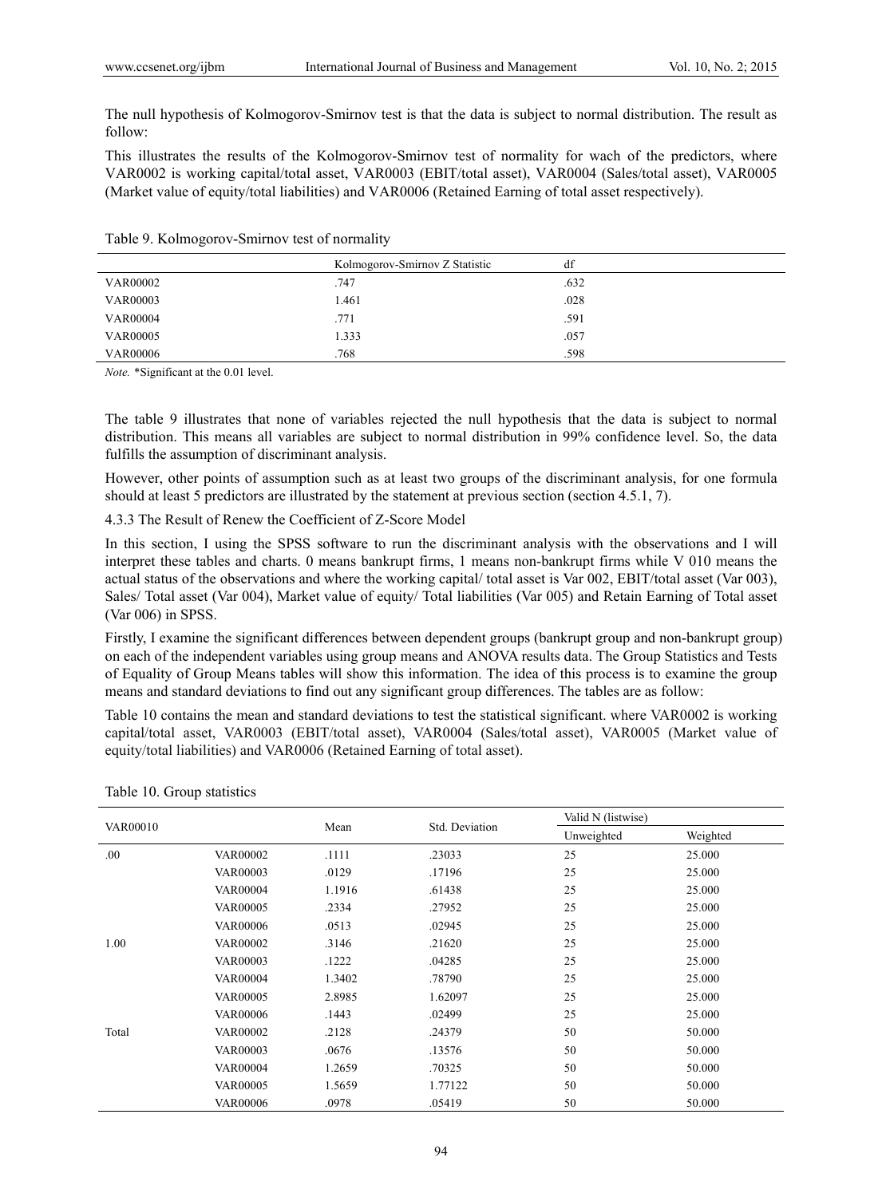The null hypothesis of Kolmogorov-Smirnov test is that the data is subject to normal distribution. The result as follow:

This illustrates the results of the Kolmogorov-Smirnov test of normality for wach of the predictors, where VAR0002 is working capital/total asset, VAR0003 (EBIT/total asset), VAR0004 (Sales/total asset), VAR0005 (Market value of equity/total liabilities) and VAR0006 (Retained Earning of total asset respectively).

Table 9. Kolmogorov-Smirnov test of normality

| | Kolmogorov-Smirnov Z Statistic | df |
|---|---|---|
| VAR00002 | .747 | .632 |
| VAR00003 | 1.461 | .028 |
| VAR00004 | .771 | .591 |
| VAR00005 | 1.333 | .057 |
| VAR00006 | .768 | .598 |

*Note.* *Significant at the 0.01 level.

The table 9 illustrates that none of variables rejected the null hypothesis that the data is subject to normal distribution. This means all variables are subject to normal distribution in 99% confidence level. So, the data fulfills the assumption of discriminant analysis.

However, other points of assumption such as at least two groups of the discriminant analysis, for one formula should at least 5 predictors are illustrated by the statement at previous section (section 4.5.1, 7).

4.3.3 The Result of Renew the Coefficient of Z-Score Model

In this section, I using the SPSS software to run the discriminant analysis with the observations and I will interpret these tables and charts. 0 means bankrupt firms, 1 means non-bankrupt firms while V 010 means the actual status of the observations and where the working capital/ total asset is Var 002, EBIT/total asset (Var 003), Sales/ Total asset (Var 004), Market value of equity/ Total liabilities (Var 005) and Retain Earning of Total asset (Var 006) in SPSS.

Firstly, I examine the significant differences between dependent groups (bankrupt group and non-bankrupt group) on each of the independent variables using group means and ANOVA results data. The Group Statistics and Tests of Equality of Group Means tables will show this information. The idea of this process is to examine the group means and standard deviations to find out any significant group differences. The tables are as follow:

Table 10 contains the mean and standard deviations to test the statistical significant. where VAR0002 is working capital/total asset, VAR0003 (EBIT/total asset), VAR0004 (Sales/total asset), VAR0005 (Market value of equity/total liabilities) and VAR0006 (Retained Earning of total asset).

Table 10. Group statistics

| VAR00010 | | Mean | Std. Deviation | Valid N (listwise) | |
|---|---|---|---|---|---|
| | | | | Unweighted | Weighted |
| .00 | VAR00002 | .1111 | .23033 | 25 | 25.000 |
| | VAR00003 | .0129 | .17196 | 25 | 25.000 |
| | VAR00004 | 1.1916 | .61438 | 25 | 25.000 |
| | VAR00005 | .2334 | .27952 | 25 | 25.000 |
| | VAR00006 | .0513 | .02945 | 25 | 25.000 |
| 1.00 | VAR00002 | .3146 | .21620 | 25 | 25.000 |
| | VAR00003 | .1222 | .04285 | 25 | 25.000 |
| | VAR00004 | 1.3402 | .78790 | 25 | 25.000 |
| | VAR00005 | 2.8985 | 1.62097 | 25 | 25.000 |
| | VAR00006 | .1443 | .02499 | 25 | 25.000 |
| Total | VAR00002 | .2128 | .24379 | 50 | 50.000 |
| | VAR00003 | .0676 | .13576 | 50 | 50.000 |
| | VAR00004 | 1.2659 | .70325 | 50 | 50.000 |
| | VAR00005 | 1.5659 | 1.77122 | 50 | 50.000 |
| | VAR00006 | .0978 | .05419 | 50 | 50.000 |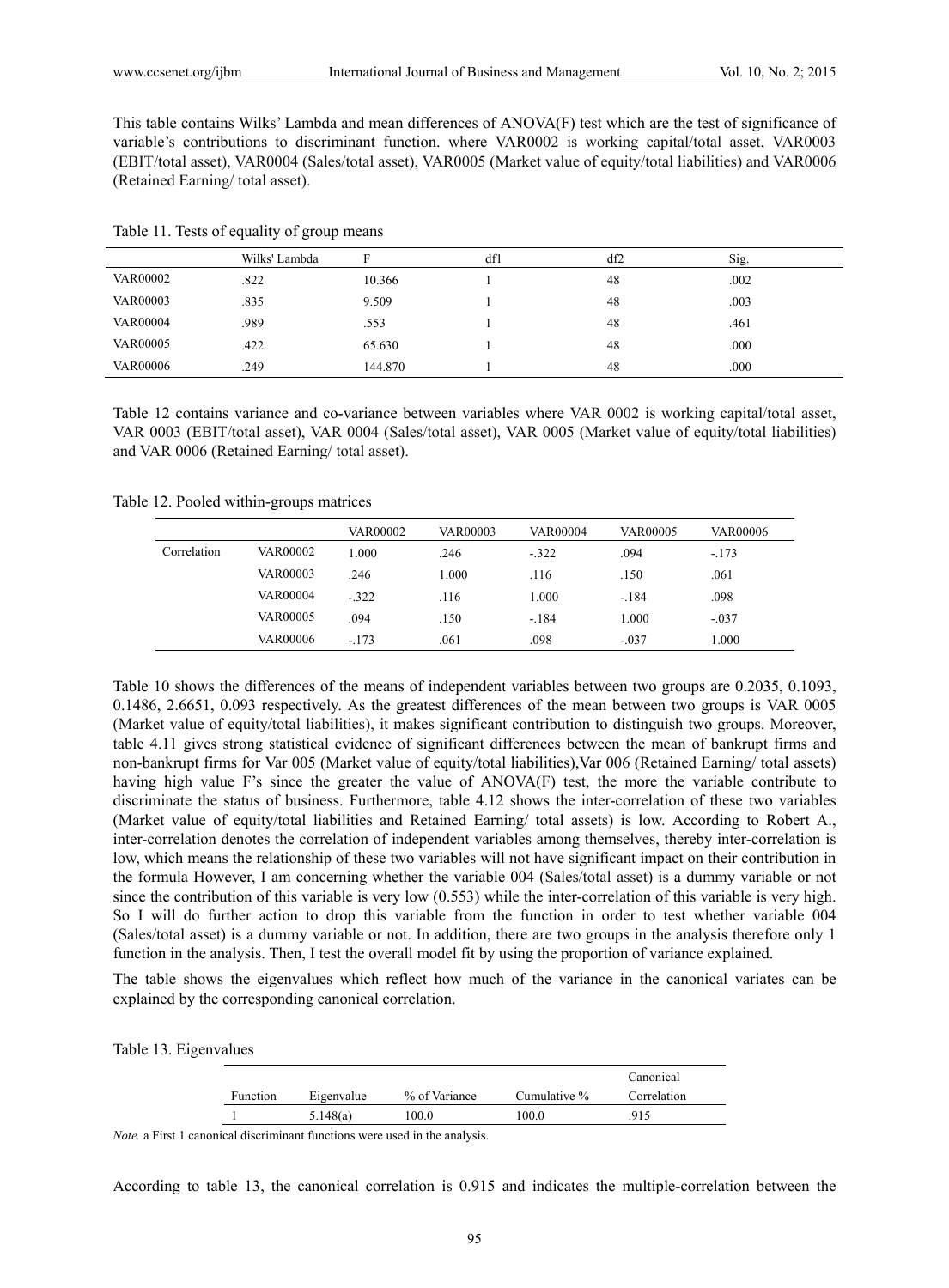This table contains Wilks' Lambda and mean differences of ANOVA(F) test which are the test of significance of variable's contributions to discriminant function. where VAR0002 is working capital/total asset, VAR0003 (EBIT/total asset), VAR0004 (Sales/total asset), VAR0005 (Market value of equity/total liabilities) and VAR0006 (Retained Earning/ total asset).

Table 11. Tests of equality of group means

| | Wilks' Lambda | F | df1 | df2 | Sig. |
|---|---|---|---|---|---|
| VAR00002 | .822 | 10.366 | 1 | 48 | .002 |
| VAR00003 | .835 | 9.509 | 1 | 48 | .003 |
| VAR00004 | .989 | .553 | 1 | 48 | .461 |
| VAR00005 | .422 | 65.630 | 1 | 48 | .000 |
| VAR00006 | .249 | 144.870 | 1 | 48 | .000 |

Table 12 contains variance and co-variance between variables where VAR 0002 is working capital/total asset, VAR 0003 (EBIT/total asset), VAR 0004 (Sales/total asset), VAR 0005 (Market value of equity/total liabilities) and VAR 0006 (Retained Earning/ total asset).

Table 12. Pooled within-groups matrices

| | | VAR00002 | VAR00003 | VAR00004 | VAR00005 | VAR00006 |
|---|---|---|---|---|---|---|
| Correlation | VAR00002 | 1.000 | .246 | -.322 | .094 | -.173 |
| | VAR00003 | .246 | 1.000 | .116 | .150 | .061 |
| | VAR00004 | -.322 | .116 | 1.000 | -.184 | .098 |
| | VAR00005 | .094 | .150 | -.184 | 1.000 | -.037 |
| | VAR00006 | -.173 | .061 | .098 | -.037 | 1.000 |

Table 10 shows the differences of the means of independent variables between two groups are 0.2035, 0.1093, 0.1486, 2.6651, 0.093 respectively. As the greatest differences of the mean between two groups is VAR 0005 (Market value of equity/total liabilities), it makes significant contribution to distinguish two groups. Moreover, table 4.11 gives strong statistical evidence of significant differences between the mean of bankrupt firms and non-bankrupt firms for Var 005 (Market value of equity/total liabilities),Var 006 (Retained Earning/ total assets) having high value F's since the greater the value of ANOVA(F) test, the more the variable contribute to discriminate the status of business. Furthermore, table 4.12 shows the inter-correlation of these two variables (Market value of equity/total liabilities and Retained Earning/ total assets) is low. According to Robert A., inter-correlation denotes the correlation of independent variables among themselves, thereby inter-correlation is low, which means the relationship of these two variables will not have significant impact on their contribution in the formula However, I am concerning whether the variable 004 (Sales/total asset) is a dummy variable or not since the contribution of this variable is very low (0.553) while the inter-correlation of this variable is very high. So I will do further action to drop this variable from the function in order to test whether variable 004 (Sales/total asset) is a dummy variable or not. In addition, there are two groups in the analysis therefore only 1 function in the analysis. Then, I test the overall model fit by using the proportion of variance explained.

The table shows the eigenvalues which reflect how much of the variance in the canonical variates can be explained by the corresponding canonical correlation.

Table 13. Eigenvalues

| Function | Eigenvalue | % of Variance | Cumulative % | Canonical Correlation |
|---|---|---|---|---|
| 1 | 5.148(a) | 100.0 | 100.0 | .915 |

*Note.* a First 1 canonical discriminant functions were used in the analysis.

According to table 13, the canonical correlation is 0.915 and indicates the multiple-correlation between the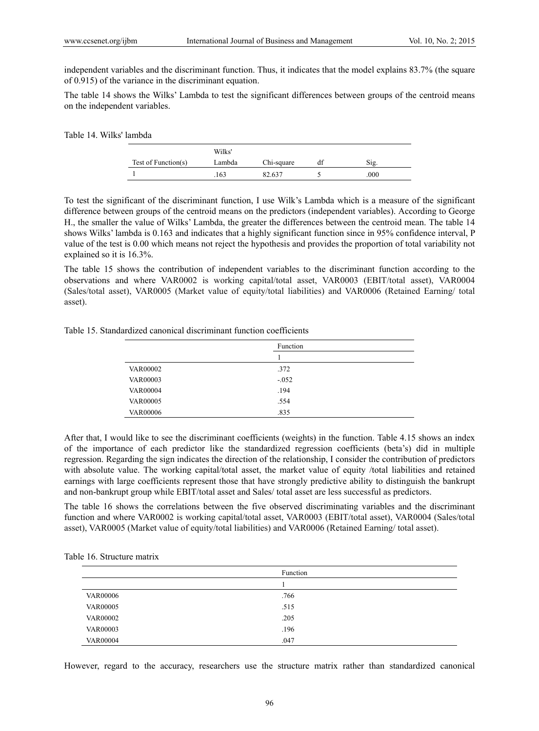independent variables and the discriminant function. Thus, it indicates that the model explains 83.7% (the square of 0.915) of the variance in the discriminant equation.

The table 14 shows the Wilks' Lambda to test the significant differences between groups of the centroid means on the independent variables.

Table 14. Wilks' lambda

| Test of Function(s) | Wilks' Lambda | Chi-square | df | Sig. |
|---|---|---|---|---|
| 1 | .163 | 82.637 | 5 | .000 |

To test the significant of the discriminant function, I use Wilk's Lambda which is a measure of the significant difference between groups of the centroid means on the predictors (independent variables). According to George H., the smaller the value of Wilks' Lambda, the greater the differences between the centroid mean. The table 14 shows Wilks' lambda is 0.163 and indicates that a highly significant function since in 95% confidence interval, P value of the test is 0.00 which means not reject the hypothesis and provides the proportion of total variability not explained so it is 16.3%.

The table 15 shows the contribution of independent variables to the discriminant function according to the observations and where VAR0002 is working capital/total asset, VAR0003 (EBIT/total asset), VAR0004 (Sales/total asset), VAR0005 (Market value of equity/total liabilities) and VAR0006 (Retained Earning/ total asset).

Table 15. Standardized canonical discriminant function coefficients

| | Function |
|---|---|
| | 1 |
| VAR00002 | .372 |
| VAR00003 | -.052 |
| VAR00004 | .194 |
| VAR00005 | .554 |
| VAR00006 | .835 |

After that, I would like to see the discriminant coefficients (weights) in the function. Table 4.15 shows an index of the importance of each predictor like the standardized regression coefficients (beta's) did in multiple regression. Regarding the sign indicates the direction of the relationship, I consider the contribution of predictors with absolute value. The working capital/total asset, the market value of equity /total liabilities and retained earnings with large coefficients represent those that have strongly predictive ability to distinguish the bankrupt and non-bankrupt group while EBIT/total asset and Sales/ total asset are less successful as predictors.

The table 16 shows the correlations between the five observed discriminating variables and the discriminant function and where VAR0002 is working capital/total asset, VAR0003 (EBIT/total asset), VAR0004 (Sales/total asset), VAR0005 (Market value of equity/total liabilities) and VAR0006 (Retained Earning/ total asset).

Table 16. Structure matrix

| | Function |
|---|---|
| | 1 |
| VAR00006 | .766 |
| VAR00005 | .515 |
| VAR00002 | .205 |
| VAR00003 | .196 |
| VAR00004 | .047 |

However, regard to the accuracy, researchers use the structure matrix rather than standardized canonical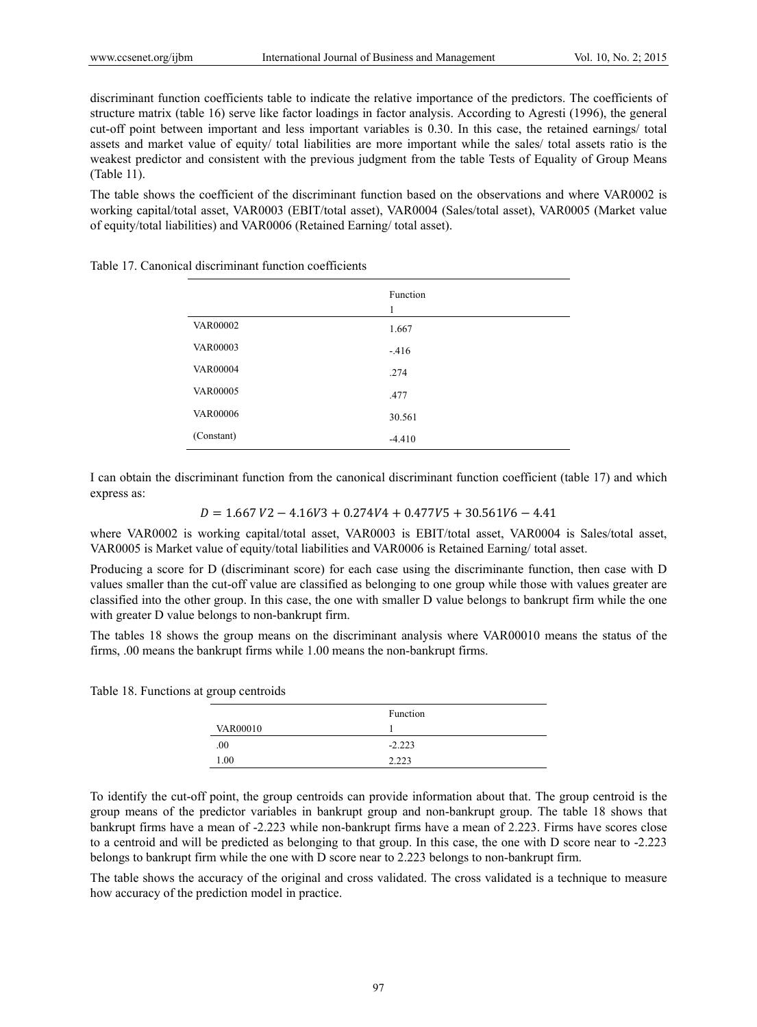discriminant function coefficients table to indicate the relative importance of the predictors. The coefficients of structure matrix (table 16) serve like factor loadings in factor analysis. According to Agresti (1996), the general cut-off point between important and less important variables is 0.30. In this case, the retained earnings/ total assets and market value of equity/ total liabilities are more important while the sales/ total assets ratio is the weakest predictor and consistent with the previous judgment from the table Tests of Equality of Group Means (Table 11).

The table shows the coefficient of the discriminant function based on the observations and where VAR0002 is working capital/total asset, VAR0003 (EBIT/total asset), VAR0004 (Sales/total asset), VAR0005 (Market value of equity/total liabilities) and VAR0006 (Retained Earning/ total asset).

Table 17. Canonical discriminant function coefficients

| | Function<br>1 |
|---|---|
| VAR00002 | 1.667 |
| VAR00003 | -.416 |
| VAR00004 | .274 |
| VAR00005 | .477 |
| VAR00006 | 30.561 |
| (Constant) | -4.410 |

I can obtain the discriminant function from the canonical discriminant function coefficient (table 17) and which express as:

$$D = 1.667\,V2 - 4.16V3 + 0.274V4 + 0.477V5 + 30.561V6 - 4.41$$

where VAR0002 is working capital/total asset, VAR0003 is EBIT/total asset, VAR0004 is Sales/total asset, VAR0005 is Market value of equity/total liabilities and VAR0006 is Retained Earning/ total asset.

Producing a score for D (discriminant score) for each case using the discriminante function, then case with D values smaller than the cut-off value are classified as belonging to one group while those with values greater are classified into the other group. In this case, the one with smaller D value belongs to bankrupt firm while the one with greater D value belongs to non-bankrupt firm.

The tables 18 shows the group means on the discriminant analysis where VAR00010 means the status of the firms, .00 means the bankrupt firms while 1.00 means the non-bankrupt firms.

Table 18. Functions at group centroids

| VAR00010 | Function<br>1 |
|---|---|
| .00 | -2.223 |
| 1.00 | 2.223 |

To identify the cut-off point, the group centroids can provide information about that. The group centroid is the group means of the predictor variables in bankrupt group and non-bankrupt group. The table 18 shows that bankrupt firms have a mean of -2.223 while non-bankrupt firms have a mean of 2.223. Firms have scores close to a centroid and will be predicted as belonging to that group. In this case, the one with D score near to -2.223 belongs to bankrupt firm while the one with D score near to 2.223 belongs to non-bankrupt firm.

The table shows the accuracy of the original and cross validated. The cross validated is a technique to measure how accuracy of the prediction model in practice.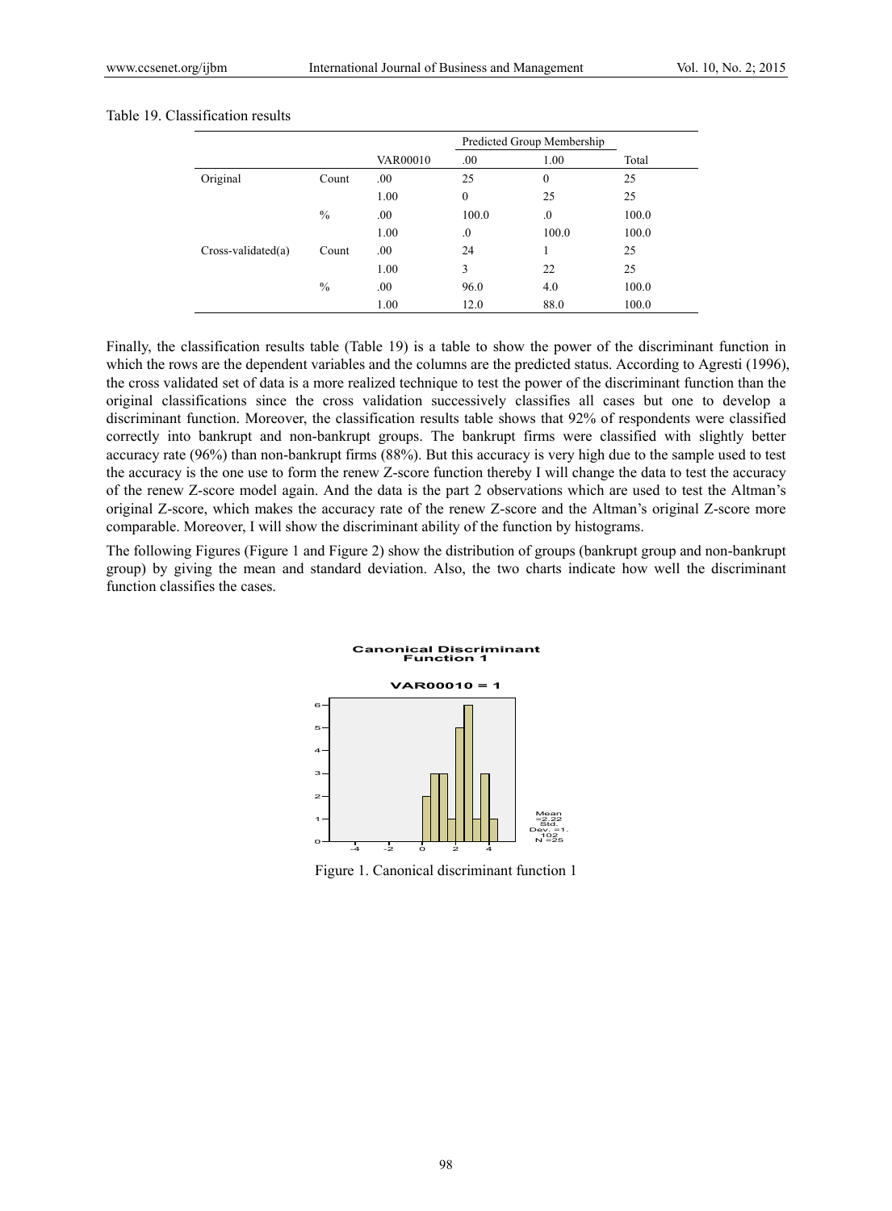Table 19. Classification results

| | | | Predicted Group Membership | | |
|---|---|---|---|---|---|
| | | VAR00010 | .00 | 1.00 | Total |
| Original | Count | .00 | 25 | 0 | 25 |
| | | 1.00 | 0 | 25 | 25 |
| | % | .00 | 100.0 | .0 | 100.0 |
| | | 1.00 | .0 | 100.0 | 100.0 |
| Cross-validated(a) | Count | .00 | 24 | 1 | 25 |
| | | 1.00 | 3 | 22 | 25 |
| | % | .00 | 96.0 | 4.0 | 100.0 |
| | | 1.00 | 12.0 | 88.0 | 100.0 |

Finally, the classification results table (Table 19) is a table to show the power of the discriminant function in which the rows are the dependent variables and the columns are the predicted status. According to Agresti (1996), the cross validated set of data is a more realized technique to test the power of the discriminant function than the original classifications since the cross validation successively classifies all cases but one to develop a discriminant function. Moreover, the classification results table shows that 92% of respondents were classified correctly into bankrupt and non-bankrupt groups. The bankrupt firms were classified with slightly better accuracy rate (96%) than non-bankrupt firms (88%). But this accuracy is very high due to the sample used to test the accuracy is the one use to form the renew Z-score function thereby I will change the data to test the accuracy of the renew Z-score model again. And the data is the part 2 observations which are used to test the Altman's original Z-score, which makes the accuracy rate of the renew Z-score and the Altman's original Z-score more comparable. Moreover, I will show the discriminant ability of the function by histograms.

The following Figures (Figure 1 and Figure 2) show the distribution of groups (bankrupt group and non-bankrupt group) by giving the mean and standard deviation. Also, the two charts indicate how well the discriminant function classifies the cases.

Figure 1. Canonical discriminant function 1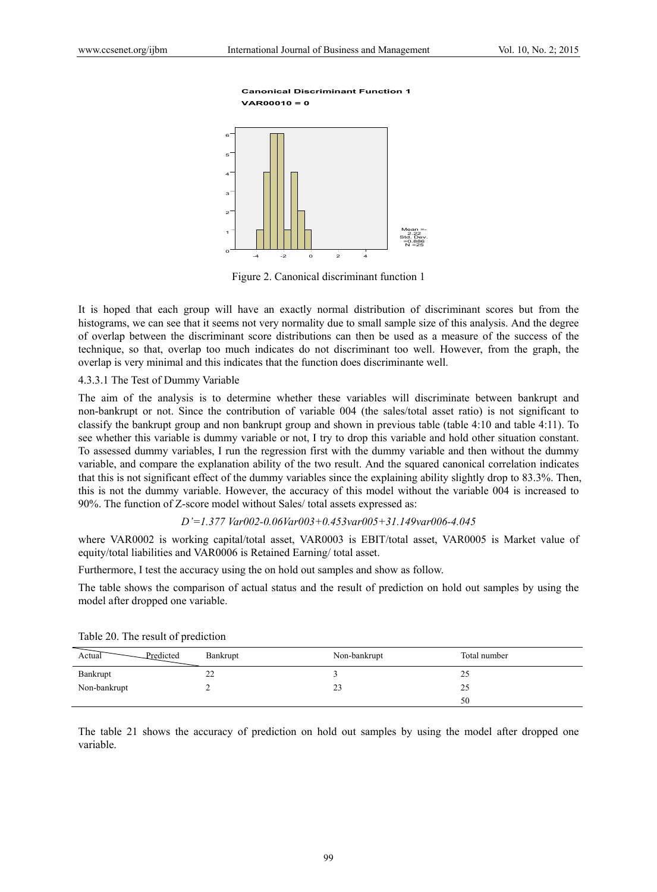**Canonical Discriminant Function 1**
**VAR00010 = 0**

Mean =-2.22
Std. Dev. =0.886
N =25

Figure 2. Canonical discriminant function 1

It is hoped that each group will have an exactly normal distribution of discriminant scores but from the histograms, we can see that it seems not very normality due to small sample size of this analysis. And the degree of overlap between the discriminant score distributions can then be used as a measure of the success of the technique, so that, overlap too much indicates do not discriminant too well. However, from the graph, the overlap is very minimal and this indicates that the function does discriminante well.

4.3.3.1 The Test of Dummy Variable

The aim of the analysis is to determine whether these variables will discriminate between bankrupt and non-bankrupt or not. Since the contribution of variable 004 (the sales/total asset ratio) is not significant to classify the bankrupt group and non bankrupt group and shown in previous table (table 4:10 and table 4:11). To see whether this variable is dummy variable or not, I try to drop this variable and hold other situation constant. To assessed dummy variables, I run the regression first with the dummy variable and then without the dummy variable, and compare the explanation ability of the two result. And the squared canonical correlation indicates that this is not significant effect of the dummy variables since the explaining ability slightly drop to 83.3%. Then, this is not the dummy variable. However, the accuracy of this model without the variable 004 is increased to 90%. The function of Z-score model without Sales/ total assets expressed as:

$$D'=1.377\ Var002-0.06Var003+0.453var005+31.149var006-4.045$$

where VAR0002 is working capital/total asset, VAR0003 is EBIT/total asset, VAR0005 is Market value of equity/total liabilities and VAR0006 is Retained Earning/ total asset.

Furthermore, I test the accuracy using the on hold out samples and show as follow.

The table shows the comparison of actual status and the result of prediction on hold out samples by using the model after dropped one variable.

Table 20. The result of prediction

| Actual \ Predicted | Bankrupt | Non-bankrupt | Total number |
|---|---|---|---|
| Bankrupt | 22 | 3 | 25 |
| Non-bankrupt | 2 | 23 | 25 |
| | | | 50 |

The table 21 shows the accuracy of prediction on hold out samples by using the model after dropped one variable.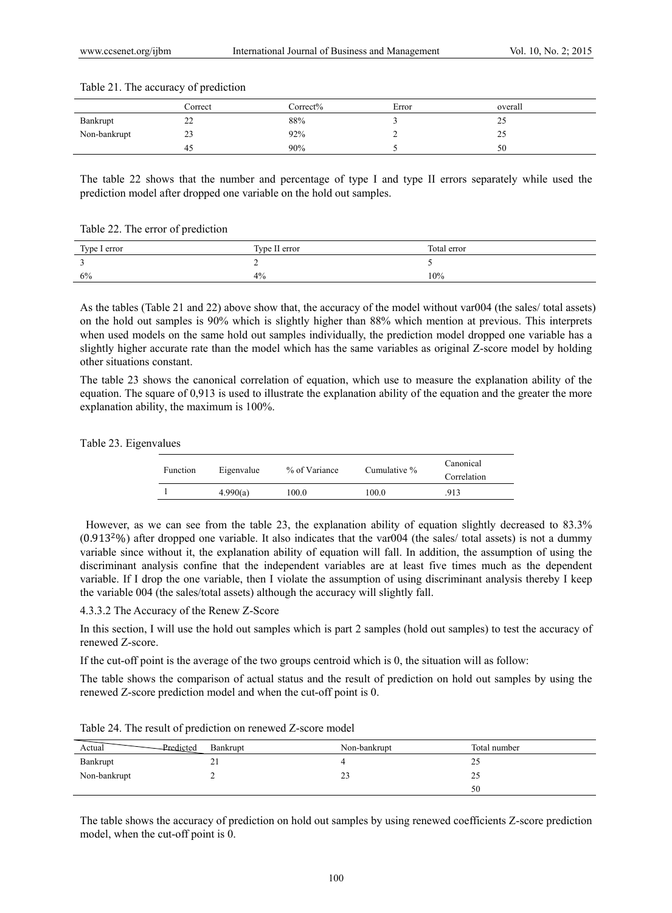Table 21. The accuracy of prediction

| | Correct | Correct% | Error | overall |
|---|---|---|---|---|
| Bankrupt | 22 | 88% | 3 | 25 |
| Non-bankrupt | 23 | 92% | 2 | 25 |
| | 45 | 90% | 5 | 50 |

The table 22 shows that the number and percentage of type I and type II errors separately while used the prediction model after dropped one variable on the hold out samples.

Table 22. The error of prediction

| Type I error | Type II error | Total error |
|---|---|---|
| 3 | 2 | 5 |
| 6% | 4% | 10% |

As the tables (Table 21 and 22) above show that, the accuracy of the model without var004 (the sales/ total assets) on the hold out samples is 90% which is slightly higher than 88% which mention at previous. This interprets when used models on the same hold out samples individually, the prediction model dropped one variable has a slightly higher accurate rate than the model which has the same variables as original Z-score model by holding other situations constant.

The table 23 shows the canonical correlation of equation, which use to measure the explanation ability of the equation. The square of 0,913 is used to illustrate the explanation ability of the equation and the greater the more explanation ability, the maximum is 100%.

Table 23. Eigenvalues

| Function | Eigenvalue | % of Variance | Cumulative % | Canonical Correlation |
|---|---|---|---|---|
| 1 | 4.990(a) | 100.0 | 100.0 | .913 |

However, as we can see from the table 23, the explanation ability of equation slightly decreased to 83.3% ($0.913^2$%) after dropped one variable. It also indicates that the var004 (the sales/ total assets) is not a dummy variable since without it, the explanation ability of equation will fall. In addition, the assumption of using the discriminant analysis confine that the independent variables are at least five times much as the dependent variable. If I drop the one variable, then I violate the assumption of using discriminant analysis thereby I keep the variable 004 (the sales/total assets) although the accuracy will slightly fall.

#### 4.3.3.2 The Accuracy of the Renew Z-Score

In this section, I will use the hold out samples which is part 2 samples (hold out samples) to test the accuracy of renewed Z-score.

If the cut-off point is the average of the two groups centroid which is 0, the situation will as follow:

The table shows the comparison of actual status and the result of prediction on hold out samples by using the renewed Z-score prediction model and when the cut-off point is 0.

Table 24. The result of prediction on renewed Z-score model

| Actual \ Predicted | Bankrupt | Non-bankrupt | Total number |
|---|---|---|---|
| Bankrupt | 21 | 4 | 25 |
| Non-bankrupt | 2 | 23 | 25 |
| | | | 50 |

The table shows the accuracy of prediction on hold out samples by using renewed coefficients Z-score prediction model, when the cut-off point is 0.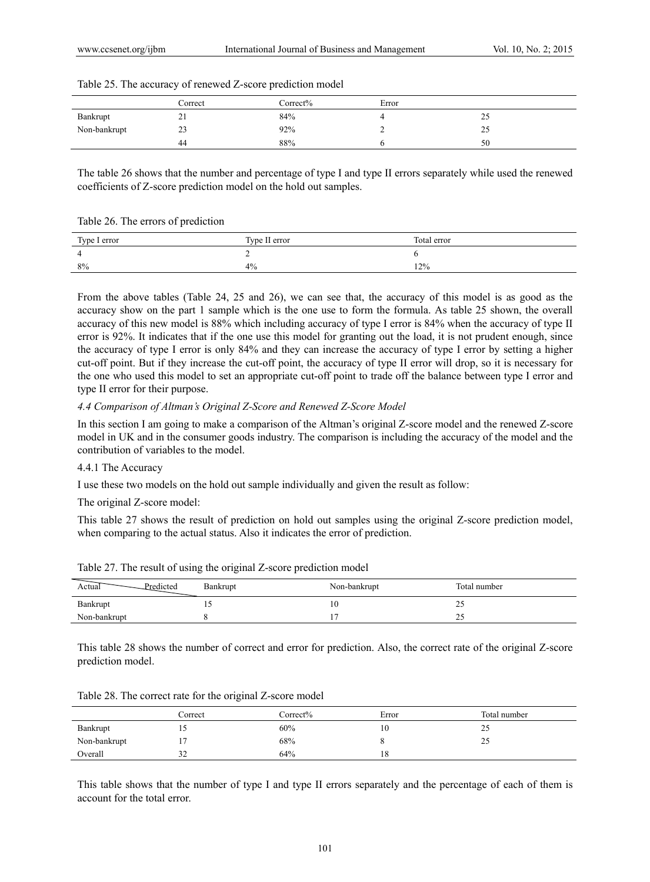Table 25. The accuracy of renewed Z-score prediction model

| | Correct | Correct% | Error | |
|---|---|---|---|---|
| Bankrupt | 21 | 84% | 4 | 25 |
| Non-bankrupt | 23 | 92% | 2 | 25 |
| | 44 | 88% | 6 | 50 |

The table 26 shows that the number and percentage of type I and type II errors separately while used the renewed coefficients of Z-score prediction model on the hold out samples.

Table 26. The errors of prediction

| Type I error | Type II error | Total error |
|---|---|---|
| 4 | 2 | 6 |
| 8% | 4% | 12% |

From the above tables (Table 24, 25 and 26), we can see that, the accuracy of this model is as good as the accuracy show on the part 1 sample which is the one use to form the formula. As table 25 shown, the overall accuracy of this new model is 88% which including accuracy of type I error is 84% when the accuracy of type II error is 92%. It indicates that if the one use this model for granting out the load, it is not prudent enough, since the accuracy of type I error is only 84% and they can increase the accuracy of type I error by setting a higher cut-off point. But if they increase the cut-off point, the accuracy of type II error will drop, so it is necessary for the one who used this model to set an appropriate cut-off point to trade off the balance between type I error and type II error for their purpose.

#### *4.4 Comparison of Altman's Original Z-Score and Renewed Z-Score Model*

In this section I am going to make a comparison of the Altman's original Z-score model and the renewed Z-score model in UK and in the consumer goods industry. The comparison is including the accuracy of the model and the contribution of variables to the model.

##### 4.4.1 The Accuracy

I use these two models on the hold out sample individually and given the result as follow:

The original Z-score model:

This table 27 shows the result of prediction on hold out samples using the original Z-score prediction model, when comparing to the actual status. Also it indicates the error of prediction.

Table 27. The result of using the original Z-score prediction model

| Actual / Predicted | Bankrupt | Non-bankrupt | Total number |
|---|---|---|---|
| Bankrupt | 15 | 10 | 25 |
| Non-bankrupt | 8 | 17 | 25 |

This table 28 shows the number of correct and error for prediction. Also, the correct rate of the original Z-score prediction model.

Table 28. The correct rate for the original Z-score model

| | Correct | Correct% | Error | Total number |
|---|---|---|---|---|
| Bankrupt | 15 | 60% | 10 | 25 |
| Non-bankrupt | 17 | 68% | 8 | 25 |
| Overall | 32 | 64% | 18 | |

This table shows that the number of type I and type II errors separately and the percentage of each of them is account for the total error.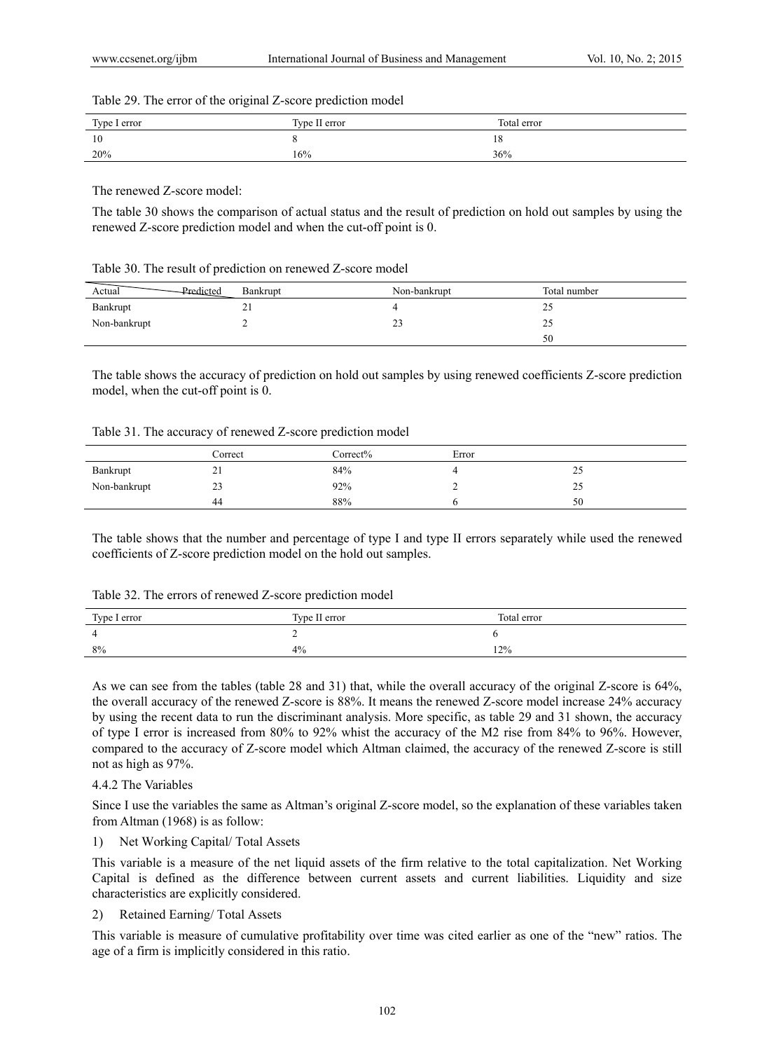Table 29. The error of the original Z-score prediction model

| Type I error | Type II error | Total error |
|---|---|---|
| 10 | 8 | 18 |
| 20% | 16% | 36% |

The renewed Z-score model:

The table 30 shows the comparison of actual status and the result of prediction on hold out samples by using the renewed Z-score prediction model and when the cut-off point is 0.

Table 30. The result of prediction on renewed Z-score model

| Actual / Predicted | Bankrupt | Non-bankrupt | Total number |
|---|---|---|---|
| Bankrupt | 21 | 4 | 25 |
| Non-bankrupt | 2 | 23 | 25 |
| | | | 50 |

The table shows the accuracy of prediction on hold out samples by using renewed coefficients Z-score prediction model, when the cut-off point is 0.

Table 31. The accuracy of renewed Z-score prediction model

| | Correct | Correct% | Error | |
|---|---|---|---|---|
| Bankrupt | 21 | 84% | 4 | 25 |
| Non-bankrupt | 23 | 92% | 2 | 25 |
| | 44 | 88% | 6 | 50 |

The table shows that the number and percentage of type I and type II errors separately while used the renewed coefficients of Z-score prediction model on the hold out samples.

Table 32. The errors of renewed Z-score prediction model

| Type I error | Type II error | Total error |
|---|---|---|
| 4 | 2 | 6 |
| 8% | 4% | 12% |

As we can see from the tables (table 28 and 31) that, while the overall accuracy of the original Z-score is 64%, the overall accuracy of the renewed Z-score is 88%. It means the renewed Z-score model increase 24% accuracy by using the recent data to run the discriminant analysis. More specific, as table 29 and 31 shown, the accuracy of type I error is increased from 80% to 92% whist the accuracy of the M2 rise from 84% to 96%. However, compared to the accuracy of Z-score model which Altman claimed, the accuracy of the renewed Z-score is still not as high as 97%.

4.4.2 The Variables

Since I use the variables the same as Altman's original Z-score model, so the explanation of these variables taken from Altman (1968) is as follow:

1) Net Working Capital/ Total Assets

This variable is a measure of the net liquid assets of the firm relative to the total capitalization. Net Working Capital is defined as the difference between current assets and current liabilities. Liquidity and size characteristics are explicitly considered.

2) Retained Earning/ Total Assets

This variable is measure of cumulative profitability over time was cited earlier as one of the "new" ratios. The age of a firm is implicitly considered in this ratio.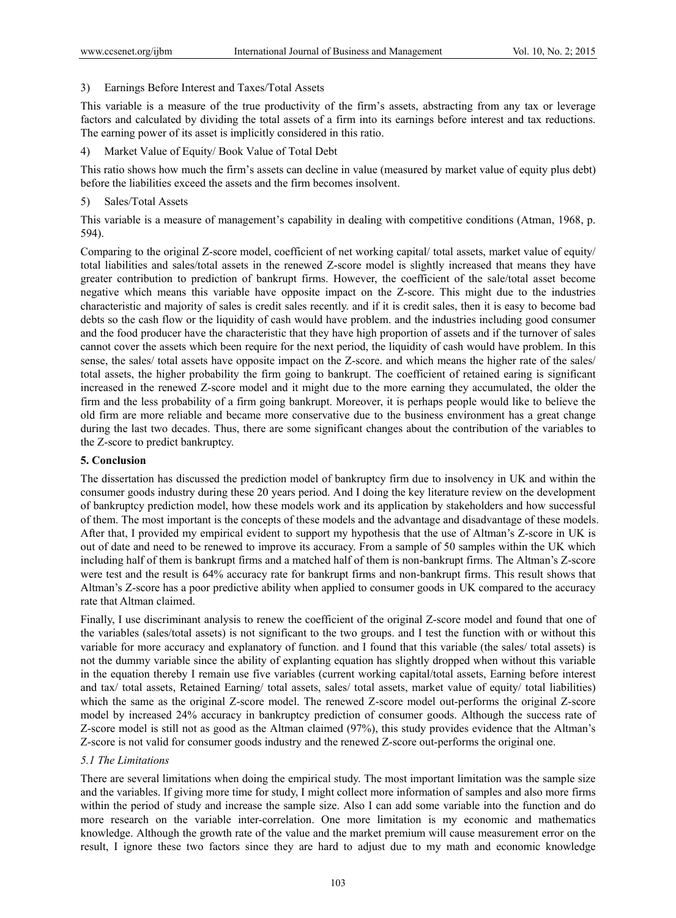3) Earnings Before Interest and Taxes/Total Assets

This variable is a measure of the true productivity of the firm's assets, abstracting from any tax or leverage factors and calculated by dividing the total assets of a firm into its earnings before interest and tax reductions. The earning power of its asset is implicitly considered in this ratio.

4) Market Value of Equity/ Book Value of Total Debt

This ratio shows how much the firm's assets can decline in value (measured by market value of equity plus debt) before the liabilities exceed the assets and the firm becomes insolvent.

5) Sales/Total Assets

This variable is a measure of management's capability in dealing with competitive conditions (Atman, 1968, p. 594).

Comparing to the original Z-score model, coefficient of net working capital/ total assets, market value of equity/ total liabilities and sales/total assets in the renewed Z-score model is slightly increased that means they have greater contribution to prediction of bankrupt firms. However, the coefficient of the sale/total asset become negative which means this variable have opposite impact on the Z-score. This might due to the industries characteristic and majority of sales is credit sales recently. and if it is credit sales, then it is easy to become bad debts so the cash flow or the liquidity of cash would have problem. and the industries including good consumer and the food producer have the characteristic that they have high proportion of assets and if the turnover of sales cannot cover the assets which been require for the next period, the liquidity of cash would have problem. In this sense, the sales/ total assets have opposite impact on the Z-score. and which means the higher rate of the sales/ total assets, the higher probability the firm going to bankrupt. The coefficient of retained earing is significant increased in the renewed Z-score model and it might due to the more earning they accumulated, the older the firm and the less probability of a firm going bankrupt. Moreover, it is perhaps people would like to believe the old firm are more reliable and became more conservative due to the business environment has a great change during the last two decades. Thus, there are some significant changes about the contribution of the variables to the Z-score to predict bankruptcy.

## 5. Conclusion

The dissertation has discussed the prediction model of bankruptcy firm due to insolvency in UK and within the consumer goods industry during these 20 years period. And I doing the key literature review on the development of bankruptcy prediction model, how these models work and its application by stakeholders and how successful of them. The most important is the concepts of these models and the advantage and disadvantage of these models. After that, I provided my empirical evident to support my hypothesis that the use of Altman's Z-score in UK is out of date and need to be renewed to improve its accuracy. From a sample of 50 samples within the UK which including half of them is bankrupt firms and a matched half of them is non-bankrupt firms. The Altman's Z-score were test and the result is 64% accuracy rate for bankrupt firms and non-bankrupt firms. This result shows that Altman's Z-score has a poor predictive ability when applied to consumer goods in UK compared to the accuracy rate that Altman claimed.

Finally, I use discriminant analysis to renew the coefficient of the original Z-score model and found that one of the variables (sales/total assets) is not significant to the two groups. and I test the function with or without this variable for more accuracy and explanatory of function. and I found that this variable (the sales/ total assets) is not the dummy variable since the ability of explanting equation has slightly dropped when without this variable in the equation thereby I remain use five variables (current working capital/total assets, Earning before interest and tax/ total assets, Retained Earning/ total assets, sales/ total assets, market value of equity/ total liabilities) which the same as the original Z-score model. The renewed Z-score model out-performs the original Z-score model by increased 24% accuracy in bankruptcy prediction of consumer goods. Although the success rate of Z-score model is still not as good as the Altman claimed (97%), this study provides evidence that the Altman's Z-score is not valid for consumer goods industry and the renewed Z-score out-performs the original one.

### *5.1 The Limitations*

There are several limitations when doing the empirical study. The most important limitation was the sample size and the variables. If giving more time for study, I might collect more information of samples and also more firms within the period of study and increase the sample size. Also I can add some variable into the function and do more research on the variable inter-correlation. One more limitation is my economic and mathematics knowledge. Although the growth rate of the value and the market premium will cause measurement error on the result, I ignore these two factors since they are hard to adjust due to my math and economic knowledge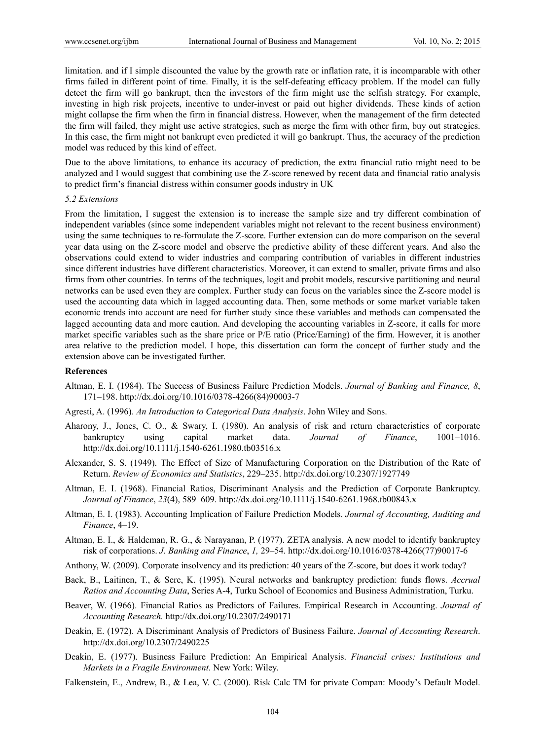limitation. and if I simple discounted the value by the growth rate or inflation rate, it is incomparable with other firms failed in different point of time. Finally, it is the self-defeating efficacy problem. If the model can fully detect the firm will go bankrupt, then the investors of the firm might use the selfish strategy. For example, investing in high risk projects, incentive to under-invest or paid out higher dividends. These kinds of action might collapse the firm when the firm in financial distress. However, when the management of the firm detected the firm will failed, they might use active strategies, such as merge the firm with other firm, buy out strategies. In this case, the firm might not bankrupt even predicted it will go bankrupt. Thus, the accuracy of the prediction model was reduced by this kind of effect.

Due to the above limitations, to enhance its accuracy of prediction, the extra financial ratio might need to be analyzed and I would suggest that combining use the Z-score renewed by recent data and financial ratio analysis to predict firm's financial distress within consumer goods industry in UK

*5.2 Extensions*

From the limitation, I suggest the extension is to increase the sample size and try different combination of independent variables (since some independent variables might not relevant to the recent business environment) using the same techniques to re-formulate the Z-score. Further extension can do more comparison on the several year data using on the Z-score model and observe the predictive ability of these different years. And also the observations could extend to wider industries and comparing contribution of variables in different industries since different industries have different characteristics. Moreover, it can extend to smaller, private firms and also firms from other countries. In terms of the techniques, logit and probit models, rescursive partitioning and neural networks can be used even they are complex. Further study can focus on the variables since the Z-score model is used the accounting data which in lagged accounting data. Then, some methods or some market variable taken economic trends into account are need for further study since these variables and methods can compensated the lagged accounting data and more caution. And developing the accounting variables in Z-score, it calls for more market specific variables such as the share price or P/E ratio (Price/Earning) of the firm. However, it is another area relative to the prediction model. I hope, this dissertation can form the concept of further study and the extension above can be investigated further.

**References**

Altman, E. I. (1984). The Success of Business Failure Prediction Models. *Journal of Banking and Finance, 8*, 171–198. http://dx.doi.org/10.1016/0378-4266(84)90003-7

Agresti, A. (1996). *An Introduction to Categorical Data Analysis*. John Wiley and Sons.

Aharony, J., Jones, C. O., & Swary, I. (1980). An analysis of risk and return characteristics of corporate bankruptcy using capital market data. *Journal of Finance*, 1001–1016. http://dx.doi.org/10.1111/j.1540-6261.1980.tb03516.x

Alexander, S. S. (1949). The Effect of Size of Manufacturing Corporation on the Distribution of the Rate of Return. *Review of Economics and Statistics*, 229–235. http://dx.doi.org/10.2307/1927749

Altman, E. I. (1968). Financial Ratios, Discriminant Analysis and the Prediction of Corporate Bankruptcy. *Journal of Finance*, *23*(4), 589–609. http://dx.doi.org/10.1111/j.1540-6261.1968.tb00843.x

Altman, E. I. (1983). Accounting Implication of Failure Prediction Models. *Journal of Accounting, Auditing and Finance*, 4–19.

Altman, E. I., & Haldeman, R. G., & Narayanan, P. (1977). ZETA analysis. A new model to identify bankruptcy risk of corporations. *J. Banking and Finance*, *1,* 29–54. http://dx.doi.org/10.1016/0378-4266(77)90017-6

Anthony, W. (2009). Corporate insolvency and its prediction: 40 years of the Z-score, but does it work today?

Back, B., Laitinen, T., & Sere, K. (1995). Neural networks and bankruptcy prediction: funds flows. *Accrual Ratios and Accounting Data*, Series A-4, Turku School of Economics and Business Administration, Turku.

Beaver, W. (1966). Financial Ratios as Predictors of Failures. Empirical Research in Accounting. *Journal of Accounting Research.* http://dx.doi.org/10.2307/2490171

Deakin, E. (1972). A Discriminant Analysis of Predictors of Business Failure. *Journal of Accounting Research*. http://dx.doi.org/10.2307/2490225

Deakin, E. (1977). Business Failure Prediction: An Empirical Analysis. *Financial crises: Institutions and Markets in a Fragile Environment*. New York: Wiley.

Falkenstein, E., Andrew, B., & Lea, V. C. (2000). Risk Calc TM for private Compan: Moody's Default Model.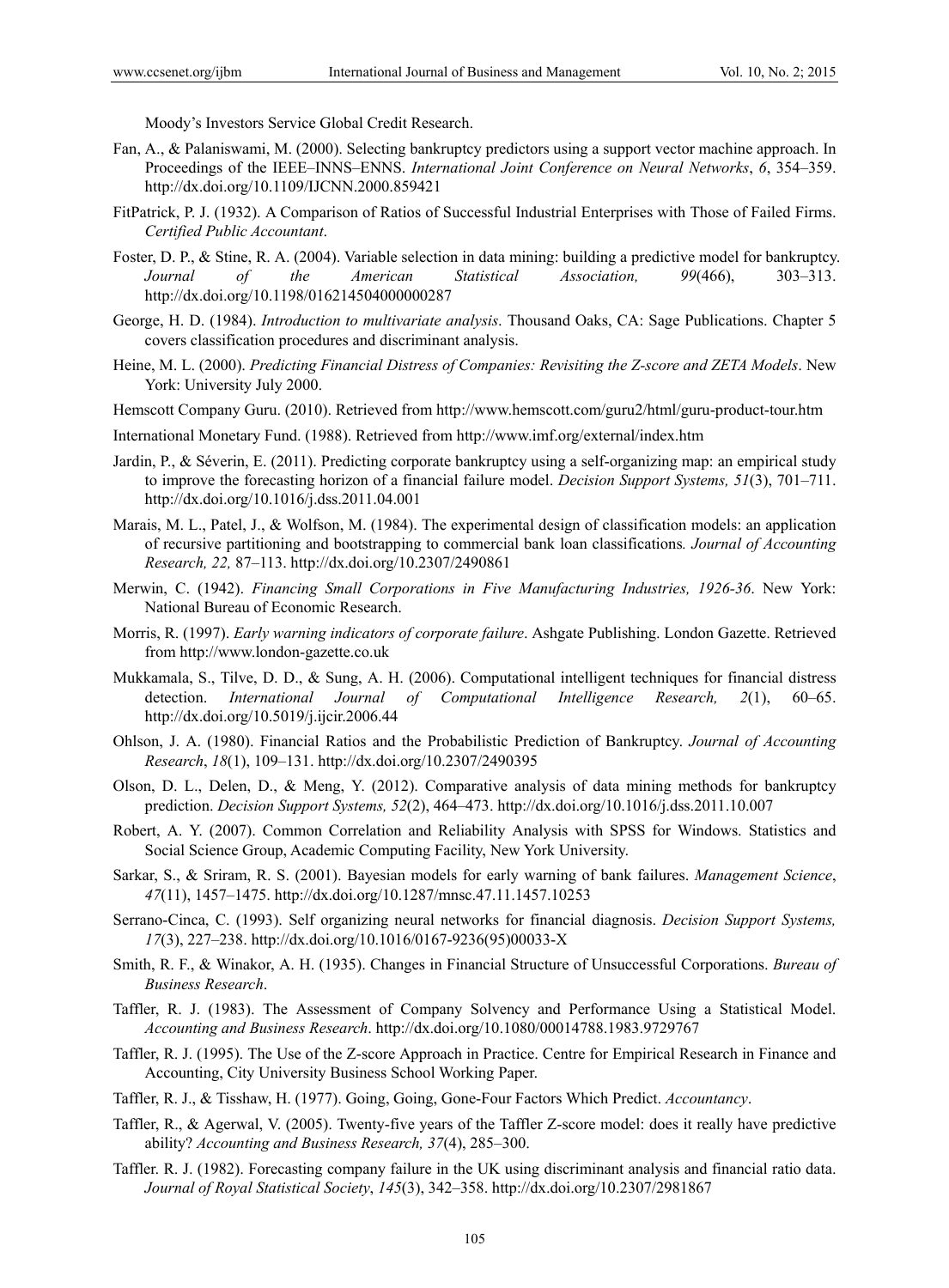Moody's Investors Service Global Credit Research.

Fan, A., & Palaniswami, M. (2000). Selecting bankruptcy predictors using a support vector machine approach. In Proceedings of the IEEE–INNS–ENNS. *International Joint Conference on Neural Networks*, *6*, 354–359. http://dx.doi.org/10.1109/IJCNN.2000.859421

FitPatrick, P. J. (1932). A Comparison of Ratios of Successful Industrial Enterprises with Those of Failed Firms. *Certified Public Accountant*.

Foster, D. P., & Stine, R. A. (2004). Variable selection in data mining: building a predictive model for bankruptcy. *Journal of the American Statistical Association, 99*(466), 303–313. http://dx.doi.org/10.1198/016214504000000287

George, H. D. (1984). *Introduction to multivariate analysis*. Thousand Oaks, CA: Sage Publications. Chapter 5 covers classification procedures and discriminant analysis.

Heine, M. L. (2000). *Predicting Financial Distress of Companies: Revisiting the Z-score and ZETA Models*. New York: University July 2000.

Hemscott Company Guru. (2010). Retrieved from http://www.hemscott.com/guru2/html/guru-product-tour.htm

International Monetary Fund. (1988). Retrieved from http://www.imf.org/external/index.htm

Jardin, P., & Séverin, E. (2011). Predicting corporate bankruptcy using a self-organizing map: an empirical study to improve the forecasting horizon of a financial failure model. *Decision Support Systems, 51*(3), 701–711. http://dx.doi.org/10.1016/j.dss.2011.04.001

Marais, M. L., Patel, J., & Wolfson, M. (1984). The experimental design of classification models: an application of recursive partitioning and bootstrapping to commercial bank loan classifications*. Journal of Accounting Research, 22,* 87–113. http://dx.doi.org/10.2307/2490861

Merwin, C. (1942). *Financing Small Corporations in Five Manufacturing Industries, 1926-36*. New York: National Bureau of Economic Research.

Morris, R. (1997). *Early warning indicators of corporate failure*. Ashgate Publishing. London Gazette. Retrieved from http://www.london-gazette.co.uk

Mukkamala, S., Tilve, D. D., & Sung, A. H. (2006). Computational intelligent techniques for financial distress detection. *International Journal of Computational Intelligence Research, 2*(1), 60–65. http://dx.doi.org/10.5019/j.ijcir.2006.44

Ohlson, J. A. (1980). Financial Ratios and the Probabilistic Prediction of Bankruptcy. *Journal of Accounting Research*, *18*(1), 109–131. http://dx.doi.org/10.2307/2490395

Olson, D. L., Delen, D., & Meng, Y. (2012). Comparative analysis of data mining methods for bankruptcy prediction. *Decision Support Systems, 52*(2), 464–473. http://dx.doi.org/10.1016/j.dss.2011.10.007

Robert, A. Y. (2007). Common Correlation and Reliability Analysis with SPSS for Windows. Statistics and Social Science Group, Academic Computing Facility, New York University.

Sarkar, S., & Sriram, R. S. (2001). Bayesian models for early warning of bank failures. *Management Science*, *47*(11), 1457–1475. http://dx.doi.org/10.1287/mnsc.47.11.1457.10253

Serrano-Cinca, C. (1993). Self organizing neural networks for financial diagnosis. *Decision Support Systems, 17*(3), 227–238. http://dx.doi.org/10.1016/0167-9236(95)00033-X

Smith, R. F., & Winakor, A. H. (1935). Changes in Financial Structure of Unsuccessful Corporations. *Bureau of Business Research*.

Taffler, R. J. (1983). The Assessment of Company Solvency and Performance Using a Statistical Model. *Accounting and Business Research*. http://dx.doi.org/10.1080/00014788.1983.9729767

Taffler, R. J. (1995). The Use of the Z-score Approach in Practice. Centre for Empirical Research in Finance and Accounting, City University Business School Working Paper.

Taffler, R. J., & Tisshaw, H. (1977). Going, Going, Gone-Four Factors Which Predict. *Accountancy*.

Taffler, R., & Agerwal, V. (2005). Twenty-five years of the Taffler Z-score model: does it really have predictive ability? *Accounting and Business Research, 37*(4), 285–300.

Taffler. R. J. (1982). Forecasting company failure in the UK using discriminant analysis and financial ratio data. *Journal of Royal Statistical Society*, *145*(3), 342–358. http://dx.doi.org/10.2307/2981867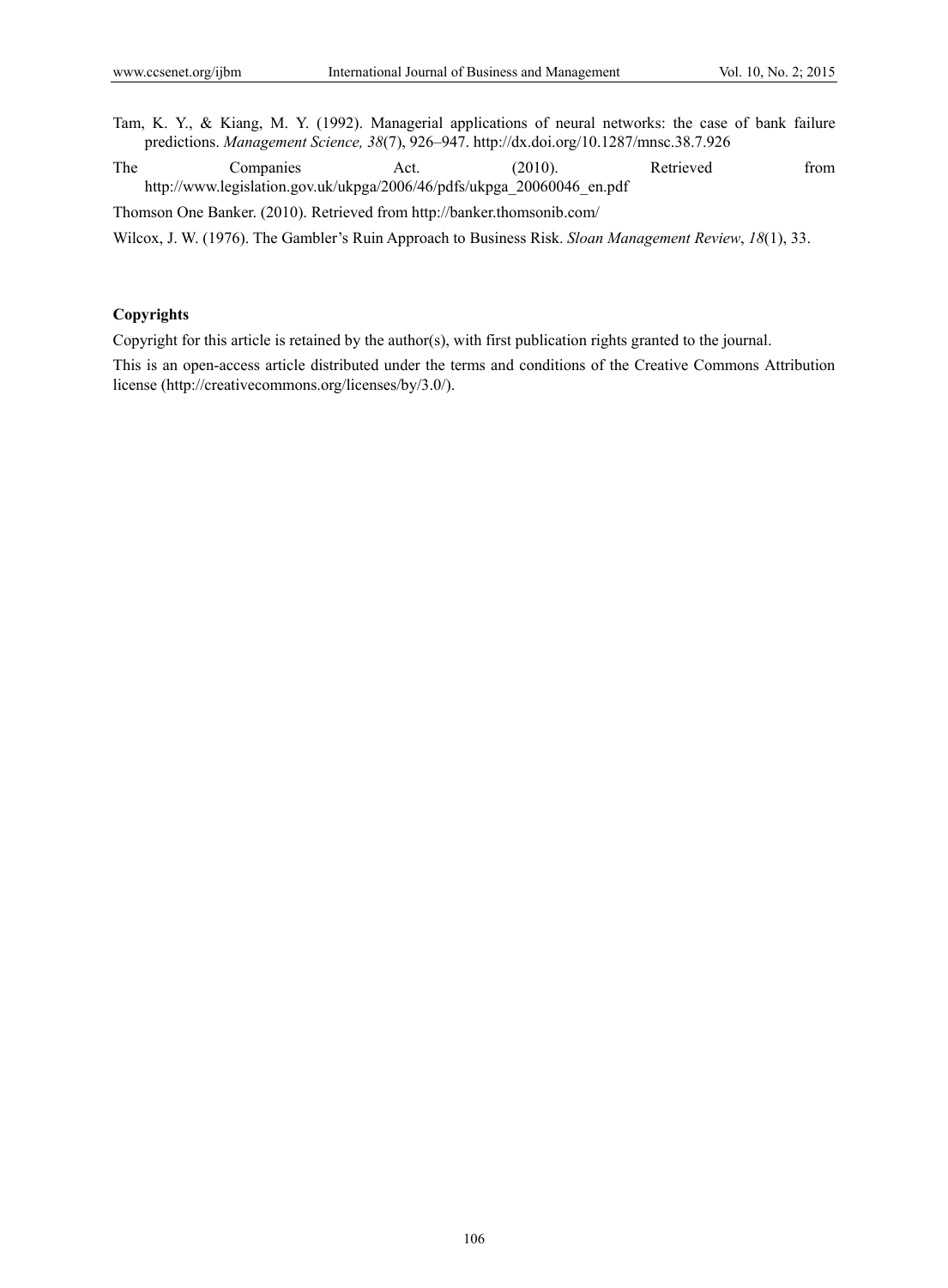Tam, K. Y., & Kiang, M. Y. (1992). Managerial applications of neural networks: the case of bank failure predictions. *Management Science, 38*(7), 926–947. http://dx.doi.org/10.1287/mnsc.38.7.926

The Companies Act. (2010). Retrieved from http://www.legislation.gov.uk/ukpga/2006/46/pdfs/ukpga_20060046_en.pdf

Thomson One Banker. (2010). Retrieved from http://banker.thomsonib.com/

Wilcox, J. W. (1976). The Gambler's Ruin Approach to Business Risk. *Sloan Management Review*, *18*(1), 33.

**Copyrights**

Copyright for this article is retained by the author(s), with first publication rights granted to the journal.

This is an open-access article distributed under the terms and conditions of the Creative Commons Attribution license (http://creativecommons.org/licenses/by/3.0/).